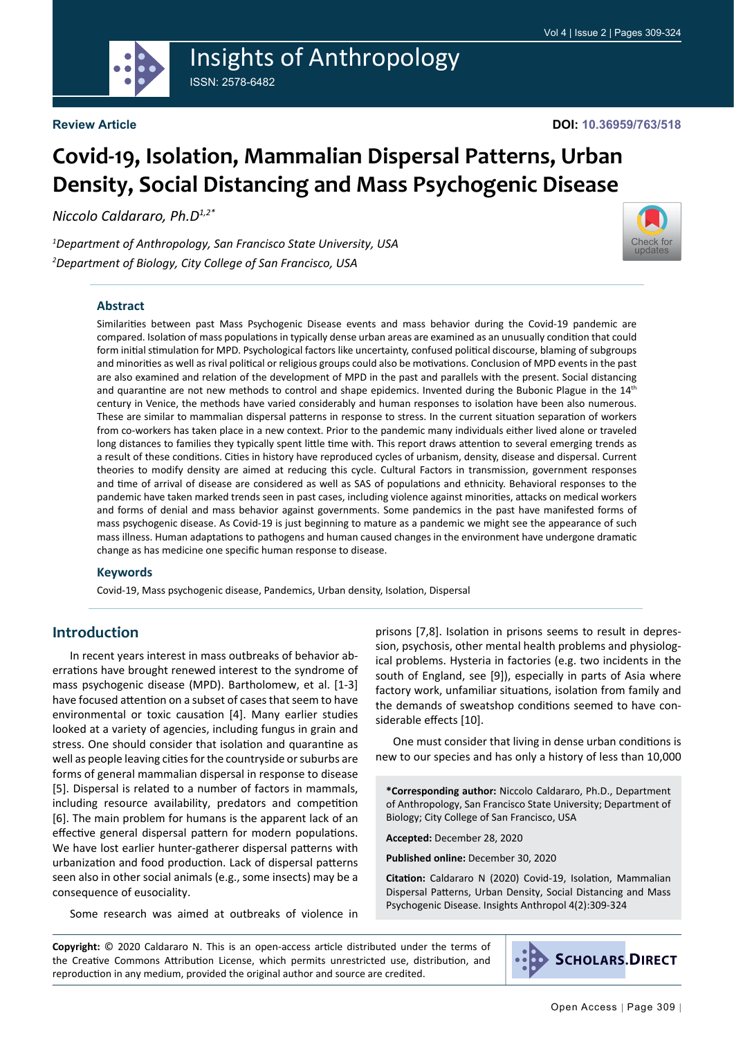Review Article

DOI: 10.36959/763/518

# Covid-19, Isolation, Mammalian Dispersal Patterns, Urban Density, Social Distancing and Mass Psychogenic Disease

*Niccolo Caldararo, Ph.D[1,2*]*

*[1]Department of Anthropology, San Francisco State University, USA*
*[2]Department of Biology, City College of San Francisco, USA*

## Abstract

Similarities between past Mass Psychogenic Disease events and mass behavior during the Covid-19 pandemic are compared. Isolation of mass populations in typically dense urban areas are examined as an unusually condition that could form initial stimulation for MPD. Psychological factors like uncertainty, confused political discourse, blaming of subgroups and minorities as well as rival political or religious groups could also be motivations. Conclusion of MPD events in the past are also examined and relation of the development of MPD in the past and parallels with the present. Social distancing and quarantine are not new methods to control and shape epidemics. Invented during the Bubonic Plague in the 14th century in Venice, the methods have varied considerably and human responses to isolation have been also numerous. These are similar to mammalian dispersal patterns in response to stress. In the current situation separation of workers from co-workers has taken place in a new context. Prior to the pandemic many individuals either lived alone or traveled long distances to families they typically spent little time with. This report draws attention to several emerging trends as a result of these conditions. Cities in history have reproduced cycles of urbanism, density, disease and dispersal. Current theories to modify density are aimed at reducing this cycle. Cultural Factors in transmission, government responses and time of arrival of disease are considered as well as SAS of populations and ethnicity. Behavioral responses to the pandemic have taken marked trends seen in past cases, including violence against minorities, attacks on medical workers and forms of denial and mass behavior against governments. Some pandemics in the past have manifested forms of mass psychogenic disease. As Covid-19 is just beginning to mature as a pandemic we might see the appearance of such mass illness. Human adaptations to pathogens and human caused changes in the environment have undergone dramatic change as has medicine one specific human response to disease.

## Keywords

Covid-19, Mass psychogenic disease, Pandemics, Urban density, Isolation, Dispersal

## Introduction

In recent years interest in mass outbreaks of behavior aberrations have brought renewed interest to the syndrome of mass psychogenic disease (MPD). Bartholomew, et al. [1-3] have focused attention on a subset of cases that seem to have environmental or toxic causation [4]. Many earlier studies looked at a variety of agencies, including fungus in grain and stress. One should consider that isolation and quarantine as well as people leaving cities for the countryside or suburbs are forms of general mammalian dispersal in response to disease [5]. Dispersal is related to a number of factors in mammals, including resource availability, predators and competition [6]. The main problem for humans is the apparent lack of an effective general dispersal pattern for modern populations. We have lost earlier hunter-gatherer dispersal patterns with urbanization and food production. Lack of dispersal patterns seen also in other social animals (e.g., some insects) may be a consequence of eusociality.

Some research was aimed at outbreaks of violence in prisons [7,8]. Isolation in prisons seems to result in depression, psychosis, other mental health problems and physiological problems. Hysteria in factories (e.g. two incidents in the south of England, see [9]), especially in parts of Asia where factory work, unfamiliar situations, isolation from family and the demands of sweatshop conditions seemed to have considerable effects [10].

One must consider that living in dense urban conditions is new to our species and has only a history of less than 10,000

**\*Corresponding author:** Niccolo Caldararo, Ph.D., Department of Anthropology, San Francisco State University; Department of Biology; City College of San Francisco, USA

**Accepted:** December 28, 2020

**Published online:** December 30, 2020

**Citation:** Caldararo N (2020) Covid-19, Isolation, Mammalian Dispersal Patterns, Urban Density, Social Distancing and Mass Psychogenic Disease. Insights Anthropol 4(2):309-324

**Copyright:** © 2020 Caldararo N. This is an open-access article distributed under the terms of the Creative Commons Attribution License, which permits unrestricted use, distribution, and reproduction in any medium, provided the original author and source are credited.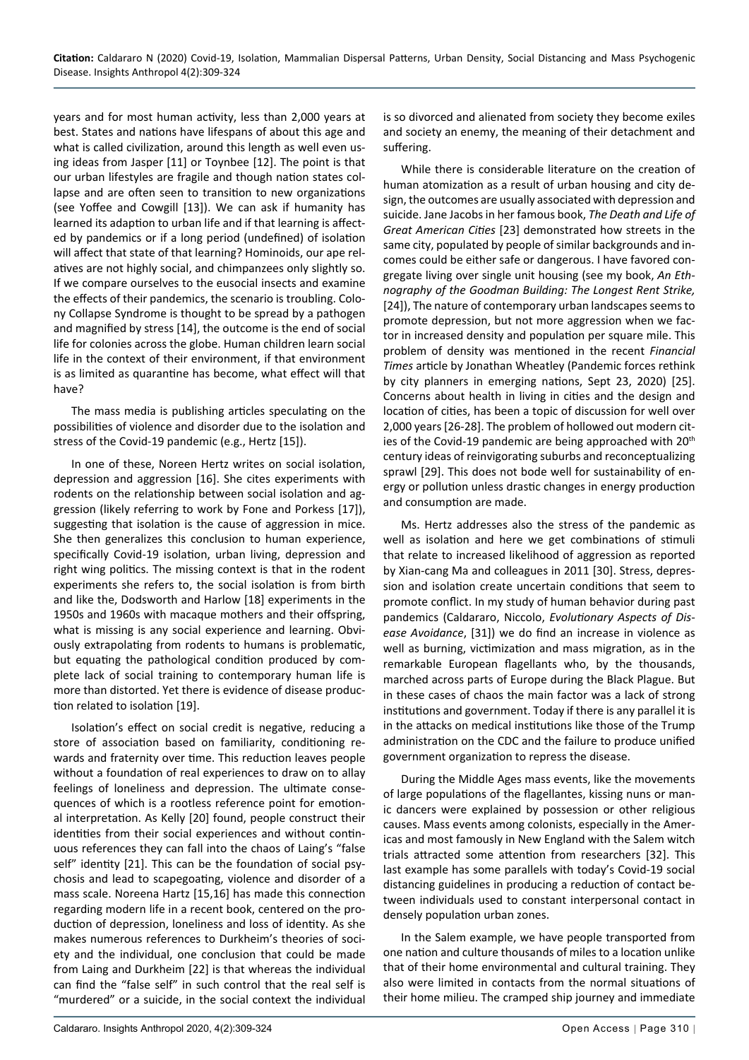years and for most human activity, less than 2,000 years at best. States and nations have lifespans of about this age and what is called civilization, around this length as well even using ideas from Jasper [11] or Toynbee [12]. The point is that our urban lifestyles are fragile and though nation states collapse and are often seen to transition to new organizations (see Yoffee and Cowgill [13]). We can ask if humanity has learned its adaption to urban life and if that learning is affected by pandemics or if a long period (undefined) of isolation will affect that state of that learning? Hominoids, our ape relatives are not highly social, and chimpanzees only slightly so. If we compare ourselves to the eusocial insects and examine the effects of their pandemics, the scenario is troubling. Colony Collapse Syndrome is thought to be spread by a pathogen and magnified by stress [14], the outcome is the end of social life for colonies across the globe. Human children learn social life in the context of their environment, if that environment is as limited as quarantine has become, what effect will that have?

The mass media is publishing articles speculating on the possibilities of violence and disorder due to the isolation and stress of the Covid-19 pandemic (e.g., Hertz [15]).

In one of these, Noreen Hertz writes on social isolation, depression and aggression [16]. She cites experiments with rodents on the relationship between social isolation and aggression (likely referring to work by Fone and Porkess [17]), suggesting that isolation is the cause of aggression in mice. She then generalizes this conclusion to human experience, specifically Covid-19 isolation, urban living, depression and right wing politics. The missing context is that in the rodent experiments she refers to, the social isolation is from birth and like the, Dodsworth and Harlow [18] experiments in the 1950s and 1960s with macaque mothers and their offspring, what is missing is any social experience and learning. Obviously extrapolating from rodents to humans is problematic, but equating the pathological condition produced by complete lack of social training to contemporary human life is more than distorted. Yet there is evidence of disease production related to isolation [19].

Isolation's effect on social credit is negative, reducing a store of association based on familiarity, conditioning rewards and fraternity over time. This reduction leaves people without a foundation of real experiences to draw on to allay feelings of loneliness and depression. The ultimate consequences of which is a rootless reference point for emotional interpretation. As Kelly [20] found, people construct their identities from their social experiences and without continuous references they can fall into the chaos of Laing's "false self" identity [21]. This can be the foundation of social psychosis and lead to scapegoating, violence and disorder of a mass scale. Noreena Hartz [15,16] has made this connection regarding modern life in a recent book, centered on the production of depression, loneliness and loss of identity. As she makes numerous references to Durkheim's theories of society and the individual, one conclusion that could be made from Laing and Durkheim [22] is that whereas the individual can find the "false self" in such control that the real self is "murdered" or a suicide, in the social context the individual is so divorced and alienated from society they become exiles and society an enemy, the meaning of their detachment and suffering.

While there is considerable literature on the creation of human atomization as a result of urban housing and city design, the outcomes are usually associated with depression and suicide. Jane Jacobs in her famous book, *The Death and Life of Great American Cities* [23] demonstrated how streets in the same city, populated by people of similar backgrounds and incomes could be either safe or dangerous. I have favored congregate living over single unit housing (see my book, *An Ethnography of the Goodman Building: The Longest Rent Strike,* [24]), The nature of contemporary urban landscapes seems to promote depression, but not more aggression when we factor in increased density and population per square mile. This problem of density was mentioned in the recent *Financial Times* article by Jonathan Wheatley (Pandemic forces rethink by city planners in emerging nations, Sept 23, 2020) [25]. Concerns about health in living in cities and the design and location of cities, has been a topic of discussion for well over 2,000 years [26-28]. The problem of hollowed out modern cities of the Covid-19 pandemic are being approached with 20th century ideas of reinvigorating suburbs and reconceptualizing sprawl [29]. This does not bode well for sustainability of energy or pollution unless drastic changes in energy production and consumption are made.

Ms. Hertz addresses also the stress of the pandemic as well as isolation and here we get combinations of stimuli that relate to increased likelihood of aggression as reported by Xian-cang Ma and colleagues in 2011 [30]. Stress, depression and isolation create uncertain conditions that seem to promote conflict. In my study of human behavior during past pandemics (Caldararo, Niccolo, *Evolutionary Aspects of Disease Avoidance*, [31]) we do find an increase in violence as well as burning, victimization and mass migration, as in the remarkable European flagellants who, by the thousands, marched across parts of Europe during the Black Plague. But in these cases of chaos the main factor was a lack of strong institutions and government. Today if there is any parallel it is in the attacks on medical institutions like those of the Trump administration on the CDC and the failure to produce unified government organization to repress the disease.

During the Middle Ages mass events, like the movements of large populations of the flagellantes, kissing nuns or manic dancers were explained by possession or other religious causes. Mass events among colonists, especially in the Americas and most famously in New England with the Salem witch trials attracted some attention from researchers [32]. This last example has some parallels with today's Covid-19 social distancing guidelines in producing a reduction of contact between individuals used to constant interpersonal contact in densely population urban zones.

In the Salem example, we have people transported from one nation and culture thousands of miles to a location unlike that of their home environmental and cultural training. They also were limited in contacts from the normal situations of their home milieu. The cramped ship journey and immediate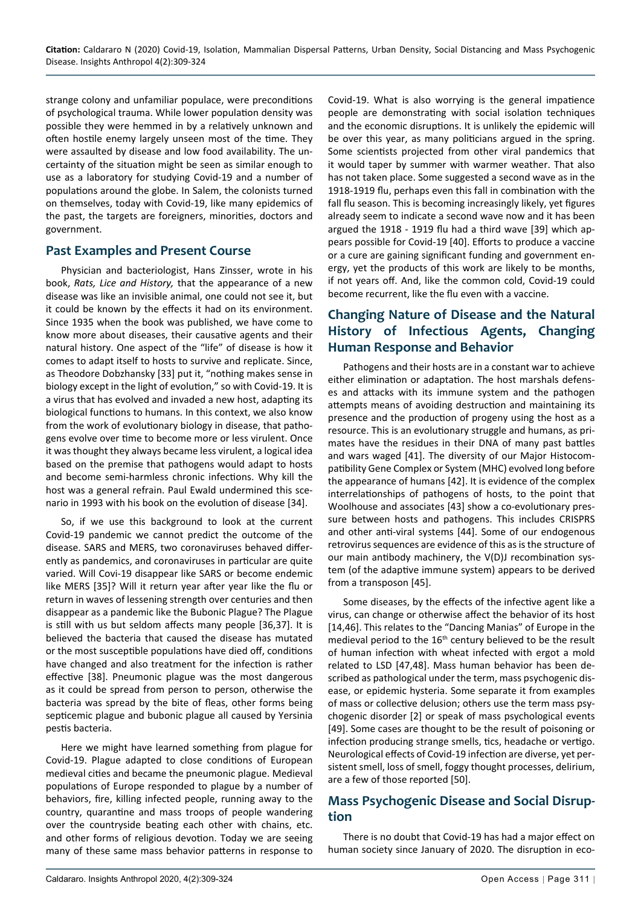strange colony and unfamiliar populace, were preconditions of psychological trauma. While lower population density was possible they were hemmed in by a relatively unknown and often hostile enemy largely unseen most of the time. They were assaulted by disease and low food availability. The uncertainty of the situation might be seen as similar enough to use as a laboratory for studying Covid-19 and a number of populations around the globe. In Salem, the colonists turned on themselves, today with Covid-19, like many epidemics of the past, the targets are foreigners, minorities, doctors and government.

## Past Examples and Present Course

Physician and bacteriologist, Hans Zinsser, wrote in his book, *Rats, Lice and History,* that the appearance of a new disease was like an invisible animal, one could not see it, but it could be known by the effects it had on its environment. Since 1935 when the book was published, we have come to know more about diseases, their causative agents and their natural history. One aspect of the "life" of disease is how it comes to adapt itself to hosts to survive and replicate. Since, as Theodore Dobzhansky [33] put it, "nothing makes sense in biology except in the light of evolution," so with Covid-19. It is a virus that has evolved and invaded a new host, adapting its biological functions to humans. In this context, we also know from the work of evolutionary biology in disease, that pathogens evolve over time to become more or less virulent. Once it was thought they always became less virulent, a logical idea based on the premise that pathogens would adapt to hosts and become semi-harmless chronic infections. Why kill the host was a general refrain. Paul Ewald undermined this scenario in 1993 with his book on the evolution of disease [34].

So, if we use this background to look at the current Covid-19 pandemic we cannot predict the outcome of the disease. SARS and MERS, two coronaviruses behaved differently as pandemics, and coronaviruses in particular are quite varied. Will Covi-19 disappear like SARS or become endemic like MERS [35]? Will it return year after year like the flu or return in waves of lessening strength over centuries and then disappear as a pandemic like the Bubonic Plague? The Plague is still with us but seldom affects many people [36,37]. It is believed the bacteria that caused the disease has mutated or the most susceptible populations have died off, conditions have changed and also treatment for the infection is rather effective [38]. Pneumonic plague was the most dangerous as it could be spread from person to person, otherwise the bacteria was spread by the bite of fleas, other forms being septicemic plague and bubonic plague all caused by Yersinia pestis bacteria.

Here we might have learned something from plague for Covid-19. Plague adapted to close conditions of European medieval cities and became the pneumonic plague. Medieval populations of Europe responded to plague by a number of behaviors, fire, killing infected people, running away to the country, quarantine and mass troops of people wandering over the countryside beating each other with chains, etc. and other forms of religious devotion. Today we are seeing many of these same mass behavior patterns in response to Covid-19. What is also worrying is the general impatience people are demonstrating with social isolation techniques and the economic disruptions. It is unlikely the epidemic will be over this year, as many politicians argued in the spring. Some scientists projected from other viral pandemics that it would taper by summer with warmer weather. That also has not taken place. Some suggested a second wave as in the 1918-1919 flu, perhaps even this fall in combination with the fall flu season. This is becoming increasingly likely, yet figures already seem to indicate a second wave now and it has been argued the 1918 - 1919 flu had a third wave [39] which appears possible for Covid-19 [40]. Efforts to produce a vaccine or a cure are gaining significant funding and government energy, yet the products of this work are likely to be months, if not years off. And, like the common cold, Covid-19 could become recurrent, like the flu even with a vaccine.

## Changing Nature of Disease and the Natural History of Infectious Agents, Changing Human Response and Behavior

Pathogens and their hosts are in a constant war to achieve either elimination or adaptation. The host marshals defenses and attacks with its immune system and the pathogen attempts means of avoiding destruction and maintaining its presence and the production of progeny using the host as a resource. This is an evolutionary struggle and humans, as primates have the residues in their DNA of many past battles and wars waged [41]. The diversity of our Major Histocompatibility Gene Complex or System (MHC) evolved long before the appearance of humans [42]. It is evidence of the complex interrelationships of pathogens of hosts, to the point that Woolhouse and associates [43] show a co-evolutionary pressure between hosts and pathogens. This includes CRISPRS and other anti-viral systems [44]. Some of our endogenous retrovirus sequences are evidence of this as is the structure of our main antibody machinery, the V(D)J recombination system (of the adaptive immune system) appears to be derived from a transposon [45].

Some diseases, by the effects of the infective agent like a virus, can change or otherwise affect the behavior of its host [14,46]. This relates to the "Dancing Manias" of Europe in the medieval period to the 16th century believed to be the result of human infection with wheat infected with ergot a mold related to LSD [47,48]. Mass human behavior has been described as pathological under the term, mass psychogenic disease, or epidemic hysteria. Some separate it from examples of mass or collective delusion; others use the term mass psychogenic disorder [2] or speak of mass psychological events [49]. Some cases are thought to be the result of poisoning or infection producing strange smells, tics, headache or vertigo. Neurological effects of Covid-19 infection are diverse, yet persistent smell, loss of smell, foggy thought processes, delirium, are a few of those reported [50].

## Mass Psychogenic Disease and Social Disruption

There is no doubt that Covid-19 has had a major effect on human society since January of 2020. The disruption in eco-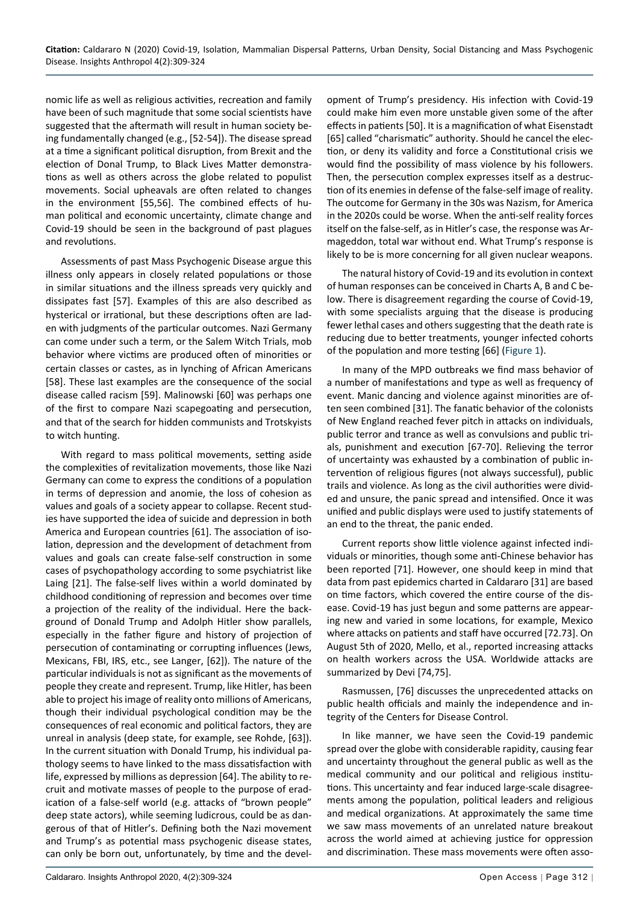nomic life as well as religious activities, recreation and family have been of such magnitude that some social scientists have suggested that the aftermath will result in human society being fundamentally changed (e.g., [52-54]). The disease spread at a time a significant political disruption, from Brexit and the election of Donal Trump, to Black Lives Matter demonstrations as well as others across the globe related to populist movements. Social upheavals are often related to changes in the environment [55,56]. The combined effects of human political and economic uncertainty, climate change and Covid-19 should be seen in the background of past plagues and revolutions.

Assessments of past Mass Psychogenic Disease argue this illness only appears in closely related populations or those in similar situations and the illness spreads very quickly and dissipates fast [57]. Examples of this are also described as hysterical or irrational, but these descriptions often are laden with judgments of the particular outcomes. Nazi Germany can come under such a term, or the Salem Witch Trials, mob behavior where victims are produced often of minorities or certain classes or castes, as in lynching of African Americans [58]. These last examples are the consequence of the social disease called racism [59]. Malinowski [60] was perhaps one of the first to compare Nazi scapegoating and persecution, and that of the search for hidden communists and Trotskyists to witch hunting.

With regard to mass political movements, setting aside the complexities of revitalization movements, those like Nazi Germany can come to express the conditions of a population in terms of depression and anomie, the loss of cohesion as values and goals of a society appear to collapse. Recent studies have supported the idea of suicide and depression in both America and European countries [61]. The association of isolation, depression and the development of detachment from values and goals can create false-self construction in some cases of psychopathology according to some psychiatrist like Laing [21]. The false-self lives within a world dominated by childhood conditioning of repression and becomes over time a projection of the reality of the individual. Here the background of Donald Trump and Adolph Hitler show parallels, especially in the father figure and history of projection of persecution of contaminating or corrupting influences (Jews, Mexicans, FBI, IRS, etc., see Langer, [62]). The nature of the particular individuals is not as significant as the movements of people they create and represent. Trump, like Hitler, has been able to project his image of reality onto millions of Americans, though their individual psychological condition may be the consequences of real economic and political factors, they are unreal in analysis (deep state, for example, see Rohde, [63]). In the current situation with Donald Trump, his individual pathology seems to have linked to the mass dissatisfaction with life, expressed by millions as depression [64]. The ability to recruit and motivate masses of people to the purpose of eradication of a false-self world (e.g. attacks of "brown people" deep state actors), while seeming ludicrous, could be as dangerous of that of Hitler's. Defining both the Nazi movement and Trump's as potential mass psychogenic disease states, can only be born out, unfortunately, by time and the development of Trump's presidency. His infection with Covid-19 could make him even more unstable given some of the after effects in patients [50]. It is a magnification of what Eisenstadt [65] called "charismatic" authority. Should he cancel the election, or deny its validity and force a Constitutional crisis we would find the possibility of mass violence by his followers. Then, the persecution complex expresses itself as a destruction of its enemies in defense of the false-self image of reality. The outcome for Germany in the 30s was Nazism, for America in the 2020s could be worse. When the anti-self reality forces itself on the false-self, as in Hitler's case, the response was Armageddon, total war without end. What Trump's response is likely to be is more concerning for all given nuclear weapons.

The natural history of Covid-19 and its evolution in context of human responses can be conceived in Charts A, B and C below. There is disagreement regarding the course of Covid-19, with some specialists arguing that the disease is producing fewer lethal cases and others suggesting that the death rate is reducing due to better treatments, younger infected cohorts of the population and more testing [66] (Figure 1).

In many of the MPD outbreaks we find mass behavior of a number of manifestations and type as well as frequency of event. Manic dancing and violence against minorities are often seen combined [31]. The fanatic behavior of the colonists of New England reached fever pitch in attacks on individuals, public terror and trance as well as convulsions and public trials, punishment and execution [67-70]. Relieving the terror of uncertainty was exhausted by a combination of public intervention of religious figures (not always successful), public trails and violence. As long as the civil authorities were divided and unsure, the panic spread and intensified. Once it was unified and public displays were used to justify statements of an end to the threat, the panic ended.

Current reports show little violence against infected individuals or minorities, though some anti-Chinese behavior has been reported [71]. However, one should keep in mind that data from past epidemics charted in Caldararo [31] are based on time factors, which covered the entire course of the disease. Covid-19 has just begun and some patterns are appearing new and varied in some locations, for example, Mexico where attacks on patients and staff have occurred [72.73]. On August 5th of 2020, Mello, et al., reported increasing attacks on health workers across the USA. Worldwide attacks are summarized by Devi [74,75].

Rasmussen, [76] discusses the unprecedented attacks on public health officials and mainly the independence and integrity of the Centers for Disease Control.

In like manner, we have seen the Covid-19 pandemic spread over the globe with considerable rapidity, causing fear and uncertainty throughout the general public as well as the medical community and our political and religious institutions. This uncertainty and fear induced large-scale disagreements among the population, political leaders and religious and medical organizations. At approximately the same time we saw mass movements of an unrelated nature breakout across the world aimed at achieving justice for oppression and discrimination. These mass movements were often asso-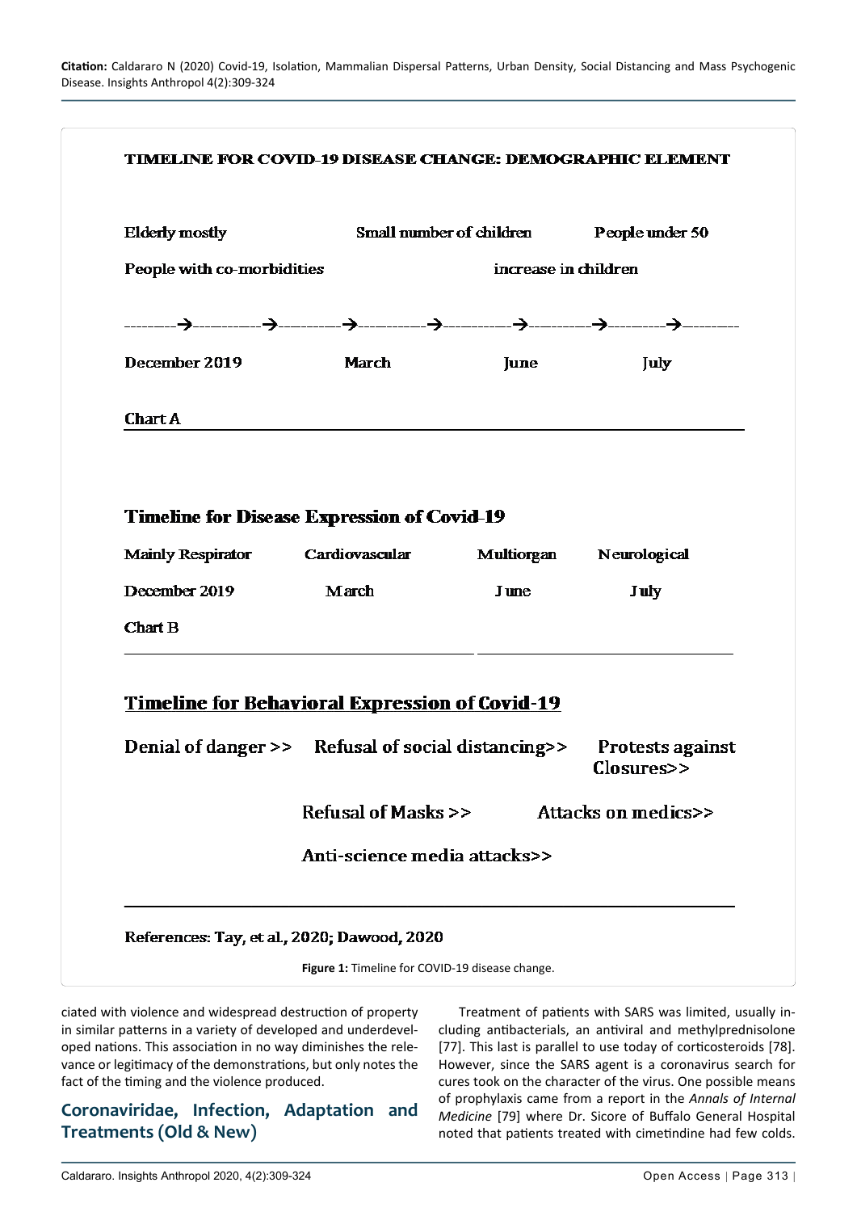**TIMELINE FOR COVID-19 DISEASE CHANGE: DEMOGRAPHIC ELEMENT**

Elderly mostly — Small number of children — People under 50

People with co-morbidities — increase in children

--------→----------→----------→----------→----------→----------→----------→---------

December 2019 — March — June — July

**Chart A**

**Timeline for Disease Expression of Covid-19**

| Mainly Respirator | Cardiovascular | Multiorgan | Neurological |
|---|---|---|---|
| December 2019 | March | June | July |

**Chart B**

**Timeline for Behavioral Expression of Covid-19**

Denial of danger >> Refusal of social distancing>> Protests against Closures>>

Refusal of Masks >> Attacks on medics>>

Anti-science media attacks>>

References: Tay, et al., 2020; Dawood, 2020

**Figure 1:** Timeline for COVID-19 disease change.

ciated with violence and widespread destruction of property in similar patterns in a variety of developed and underdeveloped nations. This association in no way diminishes the relevance or legitimacy of the demonstrations, but only notes the fact of the timing and the violence produced.

## Coronaviridae, Infection, Adaptation and Treatments (Old & New)

Treatment of patients with SARS was limited, usually including antibacterials, an antiviral and methylprednisolone [77]. This last is parallel to use today of corticosteroids [78]. However, since the SARS agent is a coronavirus search for cures took on the character of the virus. One possible means of prophylaxis came from a report in the *Annals of Internal Medicine* [79] where Dr. Sicore of Buffalo General Hospital noted that patients treated with cimetindine had few colds.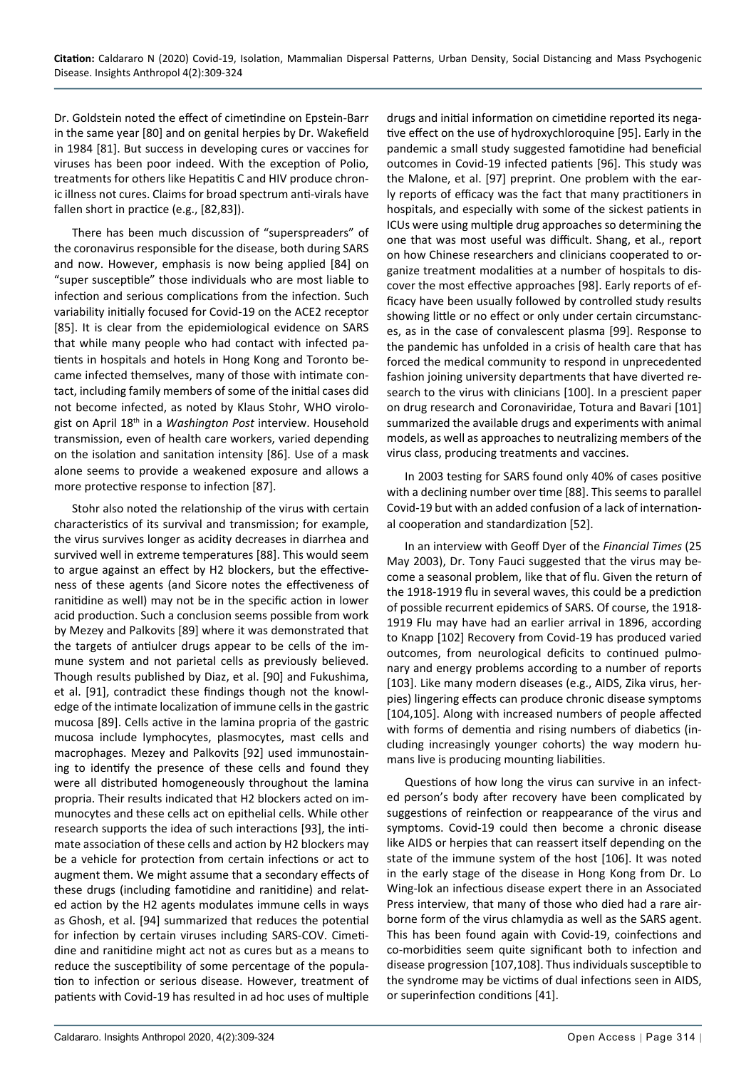Dr. Goldstein noted the effect of cimetindine on Epstein-Barr in the same year [80] and on genital herpies by Dr. Wakefield in 1984 [81]. But success in developing cures or vaccines for viruses has been poor indeed. With the exception of Polio, treatments for others like Hepatitis C and HIV produce chronic illness not cures. Claims for broad spectrum anti-virals have fallen short in practice (e.g., [82,83]).

There has been much discussion of "superspreaders" of the coronavirus responsible for the disease, both during SARS and now. However, emphasis is now being applied [84] on "super susceptible" those individuals who are most liable to infection and serious complications from the infection. Such variability initially focused for Covid-19 on the ACE2 receptor [85]. It is clear from the epidemiological evidence on SARS that while many people who had contact with infected patients in hospitals and hotels in Hong Kong and Toronto became infected themselves, many of those with intimate contact, including family members of some of the initial cases did not become infected, as noted by Klaus Stohr, WHO virologist on April 18th in a *Washington Post* interview. Household transmission, even of health care workers, varied depending on the isolation and sanitation intensity [86]. Use of a mask alone seems to provide a weakened exposure and allows a more protective response to infection [87].

Stohr also noted the relationship of the virus with certain characteristics of its survival and transmission; for example, the virus survives longer as acidity decreases in diarrhea and survived well in extreme temperatures [88]. This would seem to argue against an effect by H2 blockers, but the effectiveness of these agents (and Sicore notes the effectiveness of ranitidine as well) may not be in the specific action in lower acid production. Such a conclusion seems possible from work by Mezey and Palkovits [89] where it was demonstrated that the targets of antiulcer drugs appear to be cells of the immune system and not parietal cells as previously believed. Though results published by Diaz, et al. [90] and Fukushima, et al. [91], contradict these findings though not the knowledge of the intimate localization of immune cells in the gastric mucosa [89]. Cells active in the lamina propria of the gastric mucosa include lymphocytes, plasmocytes, mast cells and macrophages. Mezey and Palkovits [92] used immunostaining to identify the presence of these cells and found they were all distributed homogeneously throughout the lamina propria. Their results indicated that H2 blockers acted on immunocytes and these cells act on epithelial cells. While other research supports the idea of such interactions [93], the intimate association of these cells and action by H2 blockers may be a vehicle for protection from certain infections or act to augment them. We might assume that a secondary effects of these drugs (including famotidine and ranitidine) and related action by the H2 agents modulates immune cells in ways as Ghosh, et al. [94] summarized that reduces the potential for infection by certain viruses including SARS-COV. Cimetidine and ranitidine might act not as cures but as a means to reduce the susceptibility of some percentage of the population to infection or serious disease. However, treatment of patients with Covid-19 has resulted in ad hoc uses of multiple drugs and initial information on cimetidine reported its negative effect on the use of hydroxychloroquine [95]. Early in the pandemic a small study suggested famotidine had beneficial outcomes in Covid-19 infected patients [96]. This study was the Malone, et al. [97] preprint. One problem with the early reports of efficacy was the fact that many practitioners in hospitals, and especially with some of the sickest patients in ICUs were using multiple drug approaches so determining the one that was most useful was difficult. Shang, et al., report on how Chinese researchers and clinicians cooperated to organize treatment modalities at a number of hospitals to discover the most effective approaches [98]. Early reports of efficacy have been usually followed by controlled study results showing little or no effect or only under certain circumstances, as in the case of convalescent plasma [99]. Response to the pandemic has unfolded in a crisis of health care that has forced the medical community to respond in unprecedented fashion joining university departments that have diverted research to the virus with clinicians [100]. In a prescient paper on drug research and Coronaviridae, Totura and Bavari [101] summarized the available drugs and experiments with animal models, as well as approaches to neutralizing members of the virus class, producing treatments and vaccines.

In 2003 testing for SARS found only 40% of cases positive with a declining number over time [88]. This seems to parallel Covid-19 but with an added confusion of a lack of international cooperation and standardization [52].

In an interview with Geoff Dyer of the *Financial Times* (25 May 2003), Dr. Tony Fauci suggested that the virus may become a seasonal problem, like that of flu. Given the return of the 1918-1919 flu in several waves, this could be a prediction of possible recurrent epidemics of SARS. Of course, the 1918-1919 Flu may have had an earlier arrival in 1896, according to Knapp [102] Recovery from Covid-19 has produced varied outcomes, from neurological deficits to continued pulmonary and energy problems according to a number of reports [103]. Like many modern diseases (e.g., AIDS, Zika virus, herpies) lingering effects can produce chronic disease symptoms [104,105]. Along with increased numbers of people affected with forms of dementia and rising numbers of diabetics (including increasingly younger cohorts) the way modern humans live is producing mounting liabilities.

Questions of how long the virus can survive in an infected person's body after recovery have been complicated by suggestions of reinfection or reappearance of the virus and symptoms. Covid-19 could then become a chronic disease like AIDS or herpies that can reassert itself depending on the state of the immune system of the host [106]. It was noted in the early stage of the disease in Hong Kong from Dr. Lo Wing-lok an infectious disease expert there in an Associated Press interview, that many of those who died had a rare airborne form of the virus chlamydia as well as the SARS agent. This has been found again with Covid-19, coinfections and co-morbidities seem quite significant both to infection and disease progression [107,108]. Thus individuals susceptible to the syndrome may be victims of dual infections seen in AIDS, or superinfection conditions [41].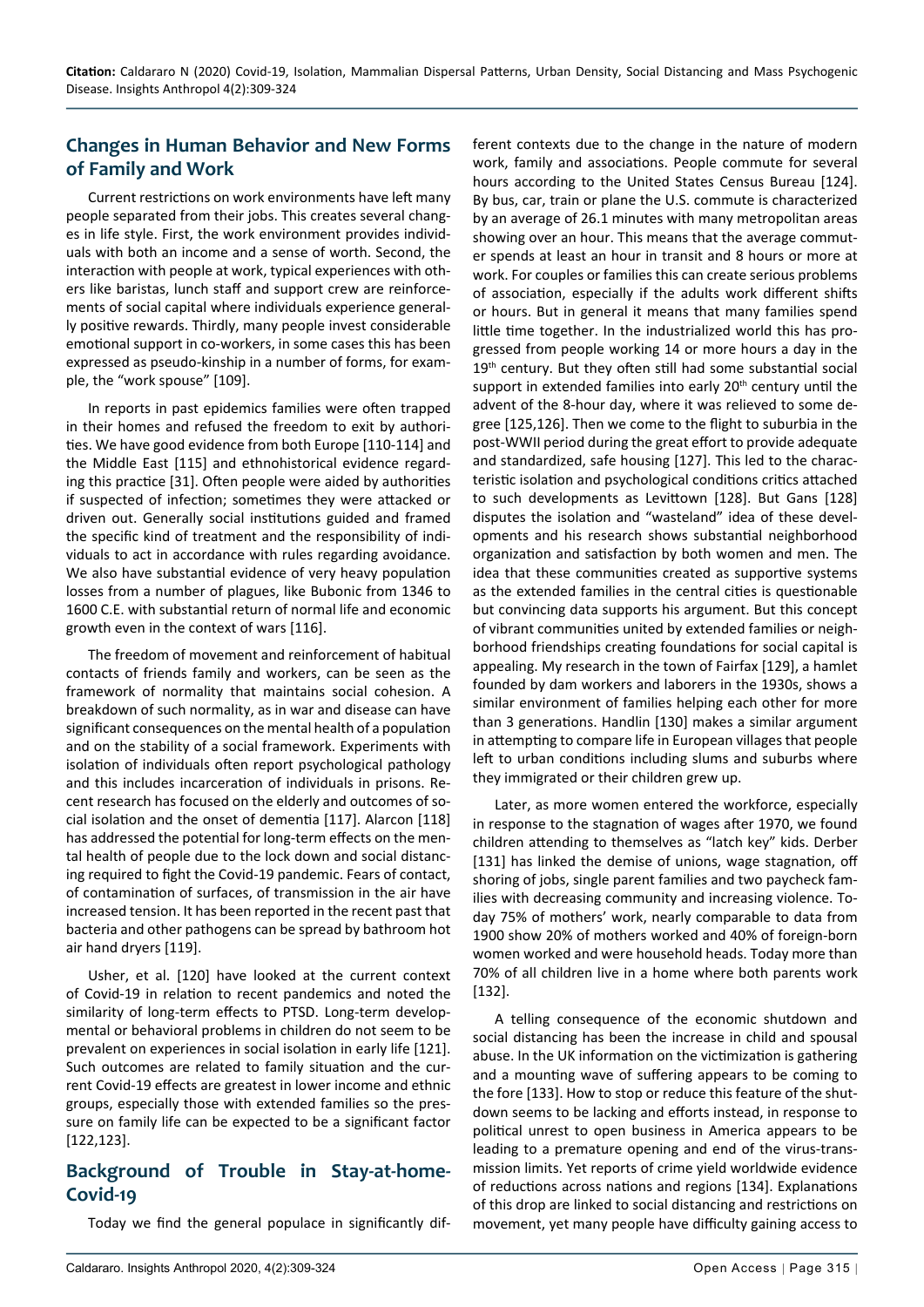## Changes in Human Behavior and New Forms of Family and Work

Current restrictions on work environments have left many people separated from their jobs. This creates several changes in life style. First, the work environment provides individuals with both an income and a sense of worth. Second, the interaction with people at work, typical experiences with others like baristas, lunch staff and support crew are reinforcements of social capital where individuals experience generally positive rewards. Thirdly, many people invest considerable emotional support in co-workers, in some cases this has been expressed as pseudo-kinship in a number of forms, for example, the "work spouse" [109].

In reports in past epidemics families were often trapped in their homes and refused the freedom to exit by authorities. We have good evidence from both Europe [110-114] and the Middle East [115] and ethnohistorical evidence regarding this practice [31]. Often people were aided by authorities if suspected of infection; sometimes they were attacked or driven out. Generally social institutions guided and framed the specific kind of treatment and the responsibility of individuals to act in accordance with rules regarding avoidance. We also have substantial evidence of very heavy population losses from a number of plagues, like Bubonic from 1346 to 1600 C.E. with substantial return of normal life and economic growth even in the context of wars [116].

The freedom of movement and reinforcement of habitual contacts of friends family and workers, can be seen as the framework of normality that maintains social cohesion. A breakdown of such normality, as in war and disease can have significant consequences on the mental health of a population and on the stability of a social framework. Experiments with isolation of individuals often report psychological pathology and this includes incarceration of individuals in prisons. Recent research has focused on the elderly and outcomes of social isolation and the onset of dementia [117]. Alarcon [118] has addressed the potential for long-term effects on the mental health of people due to the lock down and social distancing required to fight the Covid-19 pandemic. Fears of contact, of contamination of surfaces, of transmission in the air have increased tension. It has been reported in the recent past that bacteria and other pathogens can be spread by bathroom hot air hand dryers [119].

Usher, et al. [120] have looked at the current context of Covid-19 in relation to recent pandemics and noted the similarity of long-term effects to PTSD. Long-term developmental or behavioral problems in children do not seem to be prevalent on experiences in social isolation in early life [121]. Such outcomes are related to family situation and the current Covid-19 effects are greatest in lower income and ethnic groups, especially those with extended families so the pressure on family life can be expected to be a significant factor [122,123].

## Background of Trouble in Stay-at-home-Covid-19

Today we find the general populace in significantly different contexts due to the change in the nature of modern work, family and associations. People commute for several hours according to the United States Census Bureau [124]. By bus, car, train or plane the U.S. commute is characterized by an average of 26.1 minutes with many metropolitan areas showing over an hour. This means that the average commuter spends at least an hour in transit and 8 hours or more at work. For couples or families this can create serious problems of association, especially if the adults work different shifts or hours. But in general it means that many families spend little time together. In the industrialized world this has progressed from people working 14 or more hours a day in the 19th century. But they often still had some substantial social support in extended families into early 20th century until the advent of the 8-hour day, where it was relieved to some degree [125,126]. Then we come to the flight to suburbia in the post-WWII period during the great effort to provide adequate and standardized, safe housing [127]. This led to the characteristic isolation and psychological conditions critics attached to such developments as Levittown [128]. But Gans [128] disputes the isolation and "wasteland" idea of these developments and his research shows substantial neighborhood organization and satisfaction by both women and men. The idea that these communities created as supportive systems as the extended families in the central cities is questionable but convincing data supports his argument. But this concept of vibrant communities united by extended families or neighborhood friendships creating foundations for social capital is appealing. My research in the town of Fairfax [129], a hamlet founded by dam workers and laborers in the 1930s, shows a similar environment of families helping each other for more than 3 generations. Handlin [130] makes a similar argument in attempting to compare life in European villages that people left to urban conditions including slums and suburbs where they immigrated or their children grew up.

Later, as more women entered the workforce, especially in response to the stagnation of wages after 1970, we found children attending to themselves as "latch key" kids. Derber [131] has linked the demise of unions, wage stagnation, off shoring of jobs, single parent families and two paycheck families with decreasing community and increasing violence. Today 75% of mothers' work, nearly comparable to data from 1900 show 20% of mothers worked and 40% of foreign-born women worked and were household heads. Today more than 70% of all children live in a home where both parents work [132].

A telling consequence of the economic shutdown and social distancing has been the increase in child and spousal abuse. In the UK information on the victimization is gathering and a mounting wave of suffering appears to be coming to the fore [133]. How to stop or reduce this feature of the shutdown seems to be lacking and efforts instead, in response to political unrest to open business in America appears to be leading to a premature opening and end of the virus-transmission limits. Yet reports of crime yield worldwide evidence of reductions across nations and regions [134]. Explanations of this drop are linked to social distancing and restrictions on movement, yet many people have difficulty gaining access to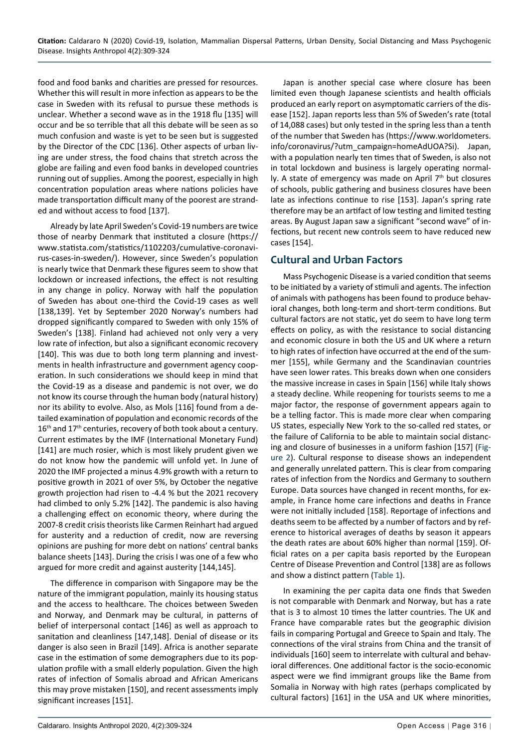food and food banks and charities are pressed for resources. Whether this will result in more infection as appears to be the case in Sweden with its refusal to pursue these methods is unclear. Whether a second wave as in the 1918 flu [135] will occur and be so terrible that all this debate will be seen as so much confusion and waste is yet to be seen but is suggested by the Director of the CDC [136]. Other aspects of urban living are under stress, the food chains that stretch across the globe are failing and even food banks in developed countries running out of supplies. Among the poorest, especially in high concentration population areas where nations policies have made transportation difficult many of the poorest are stranded and without access to food [137].

Already by late April Sweden's Covid-19 numbers are twice those of nearby Denmark that instituted a closure (https://www.statista.com/statistics/1102203/cumulative-coronavirus-cases-in-sweden/). However, since Sweden's population is nearly twice that Denmark these figures seem to show that lockdown or increased infections, the effect is not resulting in any change in policy. Norway with half the population of Sweden has about one-third the Covid-19 cases as well [138,139]. Yet by September 2020 Norway's numbers had dropped significantly compared to Sweden with only 15% of Sweden's [138]. Finland had achieved not only very a very low rate of infection, but also a significant economic recovery [140]. This was due to both long term planning and investments in health infrastructure and government agency cooperation. In such considerations we should keep in mind that the Covid-19 as a disease and pandemic is not over, we do not know its course through the human body (natural history) nor its ability to evolve. Also, as Mols [116] found from a detailed examination of population and economic records of the 16th and 17th centuries, recovery of both took about a century. Current estimates by the IMF (International Monetary Fund) [141] are much rosier, which is most likely prudent given we do not know how the pandemic will unfold yet. In June of 2020 the IMF projected a minus 4.9% growth with a return to positive growth in 2021 of over 5%, by October the negative growth projection had risen to -4.4 % but the 2021 recovery had climbed to only 5.2% [142]. The pandemic is also having a challenging effect on economic theory, where during the 2007-8 credit crisis theorists like Carmen Reinhart had argued for austerity and a reduction of credit, now are reversing opinions are pushing for more debt on nations' central banks balance sheets [143]. During the crisis I was one of a few who argued for more credit and against austerity [144,145].

The difference in comparison with Singapore may be the nature of the immigrant population, mainly its housing status and the access to healthcare. The choices between Sweden and Norway, and Denmark may be cultural, in patterns of belief of interpersonal contact [146] as well as approach to sanitation and cleanliness [147,148]. Denial of disease or its danger is also seen in Brazil [149]. Africa is another separate case in the estimation of some demographers due to its population profile with a small elderly population. Given the high rates of infection of Somalis abroad and African Americans this may prove mistaken [150], and recent assessments imply significant increases [151].

Japan is another special case where closure has been limited even though Japanese scientists and health officials produced an early report on asymptomatic carriers of the disease [152]. Japan reports less than 5% of Sweden's rate (total of 14,088 cases) but only tested in the spring less than a tenth of the number that Sweden has (https://www.worldometers.info/coronavirus/?utm_campaign=homeAdUOA?Si). Japan, with a population nearly ten times that of Sweden, is also not in total lockdown and business is largely operating normally. A state of emergency was made on April 7th but closures of schools, public gathering and business closures have been late as infections continue to rise [153]. Japan's spring rate therefore may be an artifact of low testing and limited testing areas. By August Japan saw a significant "second wave" of infections, but recent new controls seem to have reduced new cases [154].

## Cultural and Urban Factors

Mass Psychogenic Disease is a varied condition that seems to be initiated by a variety of stimuli and agents. The infection of animals with pathogens has been found to produce behavioral changes, both long-term and short-term conditions. But cultural factors are not static, yet do seem to have long term effects on policy, as with the resistance to social distancing and economic closure in both the US and UK where a return to high rates of infection have occurred at the end of the summer [155], while Germany and the Scandinavian countries have seen lower rates. This breaks down when one considers the massive increase in cases in Spain [156] while Italy shows a steady decline. While reopening for tourists seems to me a major factor, the response of government appears again to be a telling factor. This is made more clear when comparing US states, especially New York to the so-called red states, or the failure of California to be able to maintain social distancing and closure of businesses in a uniform fashion [157] (Figure 2). Cultural response to disease shows an independent and generally unrelated pattern. This is clear from comparing rates of infection from the Nordics and Germany to southern Europe. Data sources have changed in recent months, for example, in France home care infections and deaths in France were not initially included [158]. Reportage of infections and deaths seem to be affected by a number of factors and by reference to historical averages of deaths by season it appears the death rates are about 60% higher than normal [159]. Official rates on a per capita basis reported by the European Centre of Disease Prevention and Control [138] are as follows and show a distinct pattern (Table 1).

In examining the per capita data one finds that Sweden is not comparable with Denmark and Norway, but has a rate that is 3 to almost 10 times the latter countries. The UK and France have comparable rates but the geographic division fails in comparing Portugal and Greece to Spain and Italy. The connections of the viral strains from China and the transit of individuals [160] seem to interrelate with cultural and behavioral differences. One additional factor is the socio-economic aspect were we find immigrant groups like the Bame from Somalia in Norway with high rates (perhaps complicated by cultural factors) [161] in the USA and UK where minorities,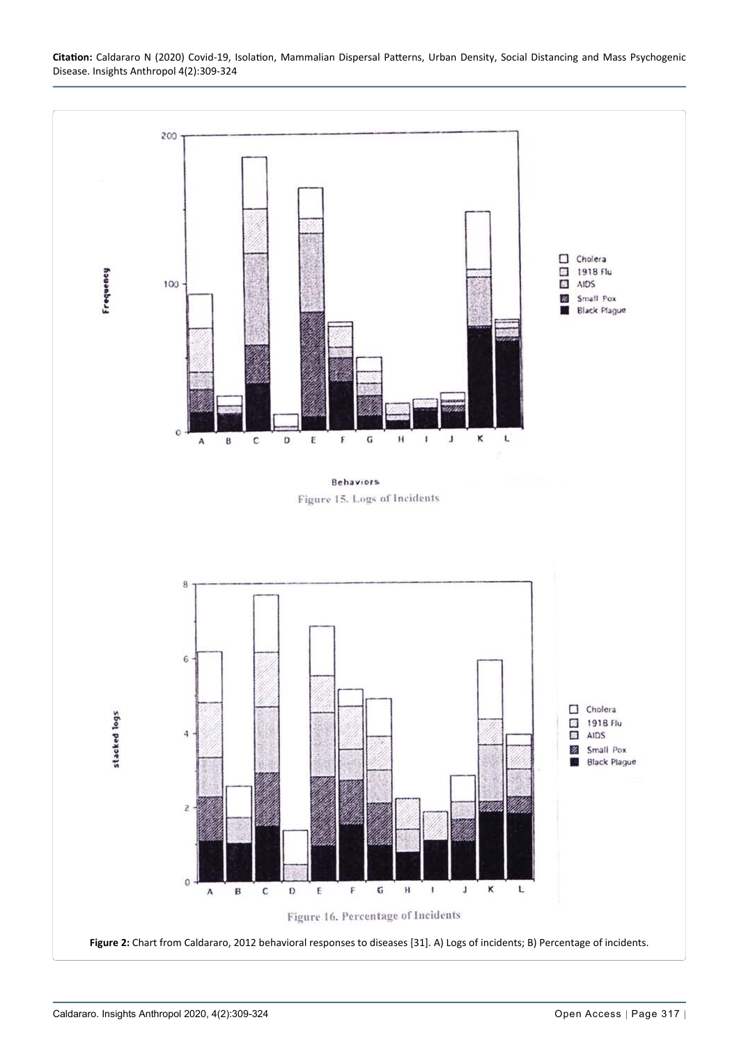**Figure 2:** Chart from Caldararo, 2012 behavioral responses to diseases [31]. A) Logs of incidents; B) Percentage of incidents.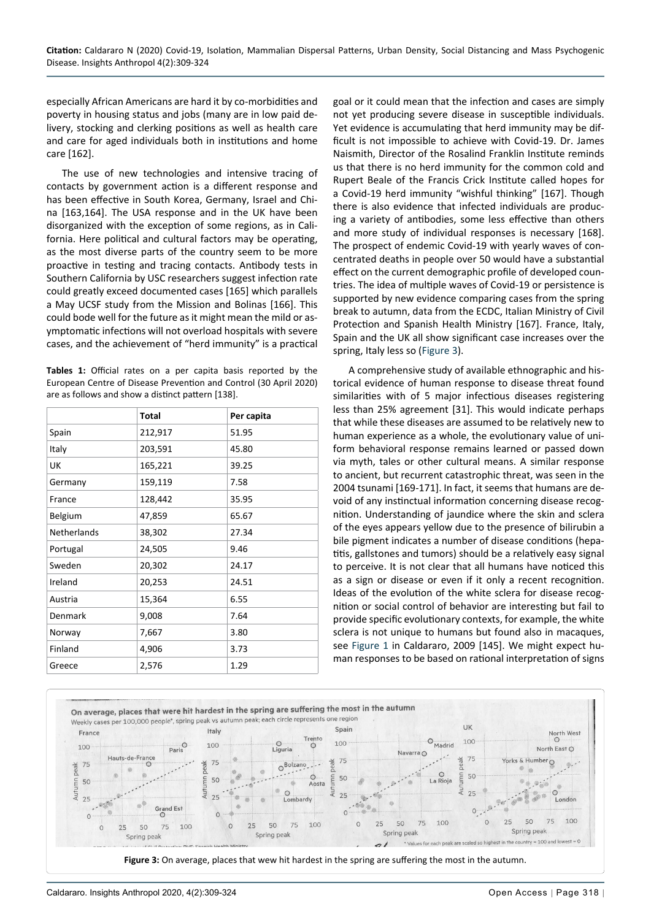especially African Americans are hard it by co-morbidities and poverty in housing status and jobs (many are in low paid delivery, stocking and clerking positions as well as health care and care for aged individuals both in institutions and home care [162].

The use of new technologies and intensive tracing of contacts by government action is a different response and has been effective in South Korea, Germany, Israel and China [163,164]. The USA response and in the UK have been disorganized with the exception of some regions, as in California. Here political and cultural factors may be operating, as the most diverse parts of the country seem to be more proactive in testing and tracing contacts. Antibody tests in Southern California by USC researchers suggest infection rate could greatly exceed documented cases [165] which parallels a May UCSF study from the Mission and Bolinas [166]. This could bode well for the future as it might mean the mild or asymptomatic infections will not overload hospitals with severe cases, and the achievement of "herd immunity" is a practical goal or it could mean that the infection and cases are simply not yet producing severe disease in susceptible individuals. Yet evidence is accumulating that herd immunity may be difficult is not impossible to achieve with Covid-19. Dr. James Naismith, Director of the Rosalind Franklin Institute reminds us that there is no herd immunity for the common cold and Rupert Beale of the Francis Crick Institute called hopes for a Covid-19 herd immunity "wishful thinking" [167]. Though there is also evidence that infected individuals are producing a variety of antibodies, some less effective than others and more study of individual responses is necessary [168]. The prospect of endemic Covid-19 with yearly waves of concentrated deaths in people over 50 would have a substantial effect on the current demographic profile of developed countries. The idea of multiple waves of Covid-19 or persistence is supported by new evidence comparing cases from the spring break to autumn, data from the ECDC, Italian Ministry of Civil Protection and Spanish Health Ministry [167]. France, Italy, Spain and the UK all show significant case increases over the spring, Italy less so (Figure 3).

**Tables 1:** Official rates on a per capita basis reported by the European Centre of Disease Prevention and Control (30 April 2020) are as follows and show a distinct pattern [138].

| | Total | Per capita |
|---|---|---|
| Spain | 212,917 | 51.95 |
| Italy | 203,591 | 45.80 |
| UK | 165,221 | 39.25 |
| Germany | 159,119 | 7.58 |
| France | 128,442 | 35.95 |
| Belgium | 47,859 | 65.67 |
| Netherlands | 38,302 | 27.34 |
| Portugal | 24,505 | 9.46 |
| Sweden | 20,302 | 24.17 |
| Ireland | 20,253 | 24.51 |
| Austria | 15,364 | 6.55 |
| Denmark | 9,008 | 7.64 |
| Norway | 7,667 | 3.80 |
| Finland | 4,906 | 3.73 |
| Greece | 2,576 | 1.29 |

A comprehensive study of available ethnographic and historical evidence of human response to disease threat found similarities with of 5 major infectious diseases registering less than 25% agreement [31]. This would indicate perhaps that while these diseases are assumed to be relatively new to human experience as a whole, the evolutionary value of uniform behavioral response remains learned or passed down via myth, tales or other cultural means. A similar response to ancient, but recurrent catastrophic threat, was seen in the 2004 tsunami [169-171]. In fact, it seems that humans are devoid of any instinctual information concerning disease recognition. Understanding of jaundice where the skin and sclera of the eyes appears yellow due to the presence of bilirubin a bile pigment indicates a number of disease conditions (hepatitis, gallstones and tumors) should be a relatively easy signal to perceive. It is not clear that all humans have noticed this as a sign or disease or even if it only a recent recognition. Ideas of the evolution of the white sclera for disease recognition or social control of behavior are interesting but fail to provide specific evolutionary contexts, for example, the white sclera is not unique to humans but found also in macaques, see Figure 1 in Caldararo, 2009 [145]. We might expect human responses to be based on rational interpretation of signs

**Figure 3:** On average, places that wew hit hardest in the spring are suffering the most in the autumn.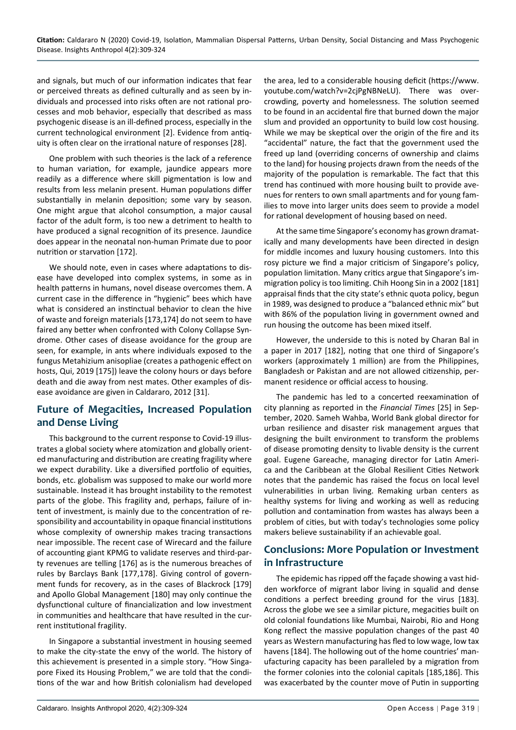and signals, but much of our information indicates that fear or perceived threats as defined culturally and as seen by individuals and processed into risks often are not rational processes and mob behavior, especially that described as mass psychogenic disease is an ill-defined process, especially in the current technological environment [2]. Evidence from antiquity is often clear on the irrational nature of responses [28].

One problem with such theories is the lack of a reference to human variation, for example, jaundice appears more readily as a difference where skill pigmentation is low and results from less melanin present. Human populations differ substantially in melanin deposition; some vary by season. One might argue that alcohol consumption, a major causal factor of the adult form, is too new a detriment to health to have produced a signal recognition of its presence. Jaundice does appear in the neonatal non-human Primate due to poor nutrition or starvation [172].

We should note, even in cases where adaptations to disease have developed into complex systems, in some as in health patterns in humans, novel disease overcomes them. A current case in the difference in "hygienic" bees which have what is considered an instinctual behavior to clean the hive of waste and foreign materials [173,174] do not seem to have faired any better when confronted with Colony Collapse Syndrome. Other cases of disease avoidance for the group are seen, for example, in ants where individuals exposed to the fungus Metahizium anisopliae (creates a pathogenic effect on hosts, Qui, 2019 [175]) leave the colony hours or days before death and die away from nest mates. Other examples of disease avoidance are given in Caldararo, 2012 [31].

## Future of Megacities, Increased Population and Dense Living

This background to the current response to Covid-19 illustrates a global society where atomization and globally oriented manufacturing and distribution are creating fragility where we expect durability. Like a diversified portfolio of equities, bonds, etc. globalism was supposed to make our world more sustainable. Instead it has brought instability to the remotest parts of the globe. This fragility and, perhaps, failure of intent of investment, is mainly due to the concentration of responsibility and accountability in opaque financial institutions whose complexity of ownership makes tracing transactions near impossible. The recent case of Wirecard and the failure of accounting giant KPMG to validate reserves and third-party revenues are telling [176] as is the numerous breaches of rules by Barclays Bank [177,178]. Giving control of government funds for recovery, as in the cases of Blackrock [179] and Apollo Global Management [180] may only continue the dysfunctional culture of financialization and low investment in communities and healthcare that have resulted in the current institutional fragility.

In Singapore a substantial investment in housing seemed to make the city-state the envy of the world. The history of this achievement is presented in a simple story. "How Singapore Fixed its Housing Problem," we are told that the conditions of the war and how British colonialism had developed the area, led to a considerable housing deficit (https://www.youtube.com/watch?v=2cjPgNBNeLU). There was overcrowding, poverty and homelessness. The solution seemed to be found in an accidental fire that burned down the major slum and provided an opportunity to build low cost housing. While we may be skeptical over the origin of the fire and its "accidental" nature, the fact that the government used the freed up land (overriding concerns of ownership and claims to the land) for housing projects drawn from the needs of the majority of the population is remarkable. The fact that this trend has continued with more housing built to provide avenues for renters to own small apartments and for young families to move into larger units does seem to provide a model for rational development of housing based on need.

At the same time Singapore's economy has grown dramatically and many developments have been directed in design for middle incomes and luxury housing customers. Into this rosy picture we find a major criticism of Singapore's policy, population limitation. Many critics argue that Singapore's immigration policy is too limiting. Chih Hoong Sin in a 2002 [181] appraisal finds that the city state's ethnic quota policy, begun in 1989, was designed to produce a "balanced ethnic mix" but with 86% of the population living in government owned and run housing the outcome has been mixed itself.

However, the underside to this is noted by Charan Bal in a paper in 2017 [182], noting that one third of Singapore's workers (approximately 1 million) are from the Philippines, Bangladesh or Pakistan and are not allowed citizenship, permanent residence or official access to housing.

The pandemic has led to a concerted reexamination of city planning as reported in the *Financial Times* [25] in September, 2020. Sameh Wahba, World Bank global director for urban resilience and disaster risk management argues that designing the built environment to transform the problems of disease promoting density to livable density is the current goal. Eugene Gareache, managing director for Latin America and the Caribbean at the Global Resilient Cities Network notes that the pandemic has raised the focus on local level vulnerabilities in urban living. Remaking urban centers as healthy systems for living and working as well as reducing pollution and contamination from wastes has always been a problem of cities, but with today's technologies some policy makers believe sustainability if an achievable goal.

## Conclusions: More Population or Investment in Infrastructure

The epidemic has ripped off the façade showing a vast hidden workforce of migrant labor living in squalid and dense conditions a perfect breeding ground for the virus [183]. Across the globe we see a similar picture, megacities built on old colonial foundations like Mumbai, Nairobi, Rio and Hong Kong reflect the massive population changes of the past 40 years as Western manufacturing has fled to low wage, low tax havens [184]. The hollowing out of the home countries' manufacturing capacity has been paralleled by a migration from the former colonies into the colonial capitals [185,186]. This was exacerbated by the counter move of Putin in supporting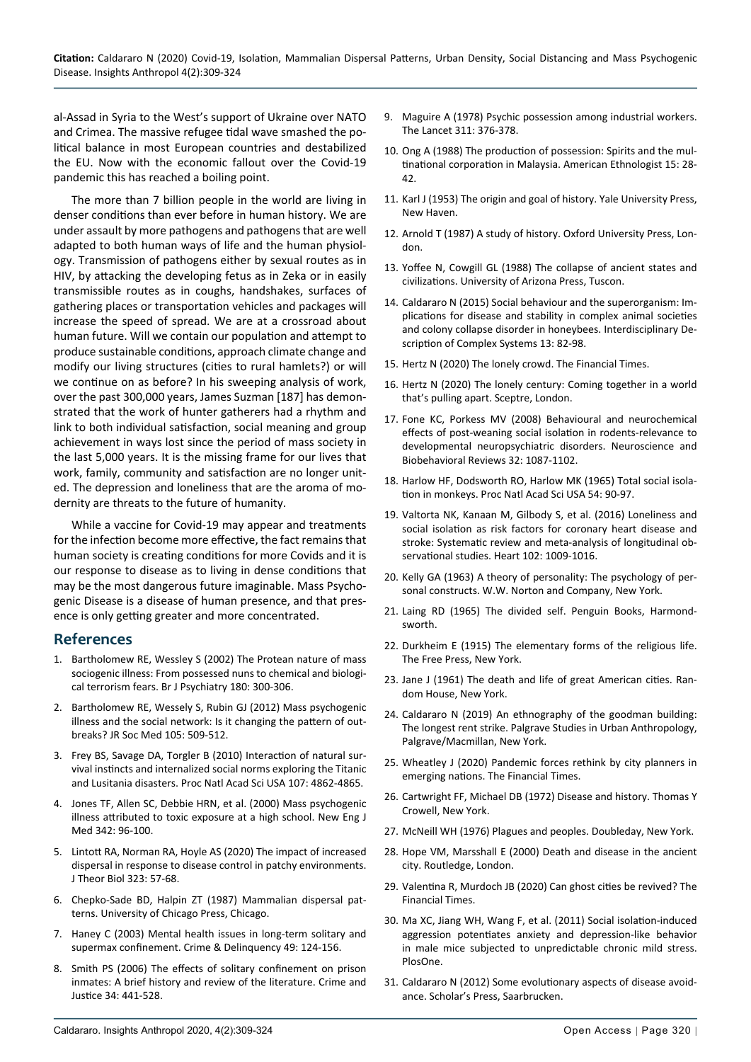al-Assad in Syria to the West's support of Ukraine over NATO and Crimea. The massive refugee tidal wave smashed the political balance in most European countries and destabilized the EU. Now with the economic fallout over the Covid-19 pandemic this has reached a boiling point.

The more than 7 billion people in the world are living in denser conditions than ever before in human history. We are under assault by more pathogens and pathogens that are well adapted to both human ways of life and the human physiology. Transmission of pathogens either by sexual routes as in HIV, by attacking the developing fetus as in Zeka or in easily transmissible routes as in coughs, handshakes, surfaces of gathering places or transportation vehicles and packages will increase the speed of spread. We are at a crossroad about human future. Will we contain our population and attempt to produce sustainable conditions, approach climate change and modify our living structures (cities to rural hamlets?) or will we continue on as before? In his sweeping analysis of work, over the past 300,000 years, James Suzman [187] has demonstrated that the work of hunter gatherers had a rhythm and link to both individual satisfaction, social meaning and group achievement in ways lost since the period of mass society in the last 5,000 years. It is the missing frame for our lives that work, family, community and satisfaction are no longer united. The depression and loneliness that are the aroma of modernity are threats to the future of humanity.

While a vaccine for Covid-19 may appear and treatments for the infection become more effective, the fact remains that human society is creating conditions for more Covids and it is our response to disease as to living in dense conditions that may be the most dangerous future imaginable. Mass Psychogenic Disease is a disease of human presence, and that presence is only getting greater and more concentrated.

## References

1. Bartholomew RE, Wessley S (2002) The Protean nature of mass sociogenic illness: From possessed nuns to chemical and biological terrorism fears. Br J Psychiatry 180: 300-306.
2. Bartholomew RE, Wessely S, Rubin GJ (2012) Mass psychogenic illness and the social network: Is it changing the pattern of outbreaks? JR Soc Med 105: 509-512.
3. Frey BS, Savage DA, Torgler B (2010) Interaction of natural survival instincts and internalized social norms exploring the Titanic and Lusitania disasters. Proc Natl Acad Sci USA 107: 4862-4865.
4. Jones TF, Allen SC, Debbie HRN, et al. (2000) Mass psychogenic illness attributed to toxic exposure at a high school. New Eng J Med 342: 96-100.
5. Lintott RA, Norman RA, Hoyle AS (2020) The impact of increased dispersal in response to disease control in patchy environments. J Theor Biol 323: 57-68.
6. Chepko-Sade BD, Halpin ZT (1987) Mammalian dispersal patterns. University of Chicago Press, Chicago.
7. Haney C (2003) Mental health issues in long-term solitary and supermax confinement. Crime & Delinquency 49: 124-156.
8. Smith PS (2006) The effects of solitary confinement on prison inmates: A brief history and review of the literature. Crime and Justice 34: 441-528.
9. Maguire A (1978) Psychic possession among industrial workers. The Lancet 311: 376-378.
10. Ong A (1988) The production of possession: Spirits and the multinational corporation in Malaysia. American Ethnologist 15: 28-42.
11. Karl J (1953) The origin and goal of history. Yale University Press, New Haven.
12. Arnold T (1987) A study of history. Oxford University Press, London.
13. Yoffee N, Cowgill GL (1988) The collapse of ancient states and civilizations. University of Arizona Press, Tuscon.
14. Caldararo N (2015) Social behaviour and the superorganism: Implications for disease and stability in complex animal societies and colony collapse disorder in honeybees. Interdisciplinary Description of Complex Systems 13: 82-98.
15. Hertz N (2020) The lonely crowd. The Financial Times.
16. Hertz N (2020) The lonely century: Coming together in a world that's pulling apart. Sceptre, London.
17. Fone KC, Porkess MV (2008) Behavioural and neurochemical effects of post-weaning social isolation in rodents-relevance to developmental neuropsychiatric disorders. Neuroscience and Biobehavioral Reviews 32: 1087-1102.
18. Harlow HF, Dodsworth RO, Harlow MK (1965) Total social isolation in monkeys. Proc Natl Acad Sci USA 54: 90-97.
19. Valtorta NK, Kanaan M, Gilbody S, et al. (2016) Loneliness and social isolation as risk factors for coronary heart disease and stroke: Systematic review and meta-analysis of longitudinal observational studies. Heart 102: 1009-1016.
20. Kelly GA (1963) A theory of personality: The psychology of personal constructs. W.W. Norton and Company, New York.
21. Laing RD (1965) The divided self. Penguin Books, Harmondsworth.
22. Durkheim E (1915) The elementary forms of the religious life. The Free Press, New York.
23. Jane J (1961) The death and life of great American cities. Random House, New York.
24. Caldararo N (2019) An ethnography of the goodman building: The longest rent strike. Palgrave Studies in Urban Anthropology, Palgrave/Macmillan, New York.
25. Wheatley J (2020) Pandemic forces rethink by city planners in emerging nations. The Financial Times.
26. Cartwright FF, Michael DB (1972) Disease and history. Thomas Y Crowell, New York.
27. McNeill WH (1976) Plagues and peoples. Doubleday, New York.
28. Hope VM, Marsshall E (2000) Death and disease in the ancient city. Routledge, London.
29. Valentina R, Murdoch JB (2020) Can ghost cities be revived? The Financial Times.
30. Ma XC, Jiang WH, Wang F, et al. (2011) Social isolation-induced aggression potentiates anxiety and depression-like behavior in male mice subjected to unpredictable chronic mild stress. PlosOne.
31. Caldararo N (2012) Some evolutionary aspects of disease avoidance. Scholar's Press, Saarbrucken.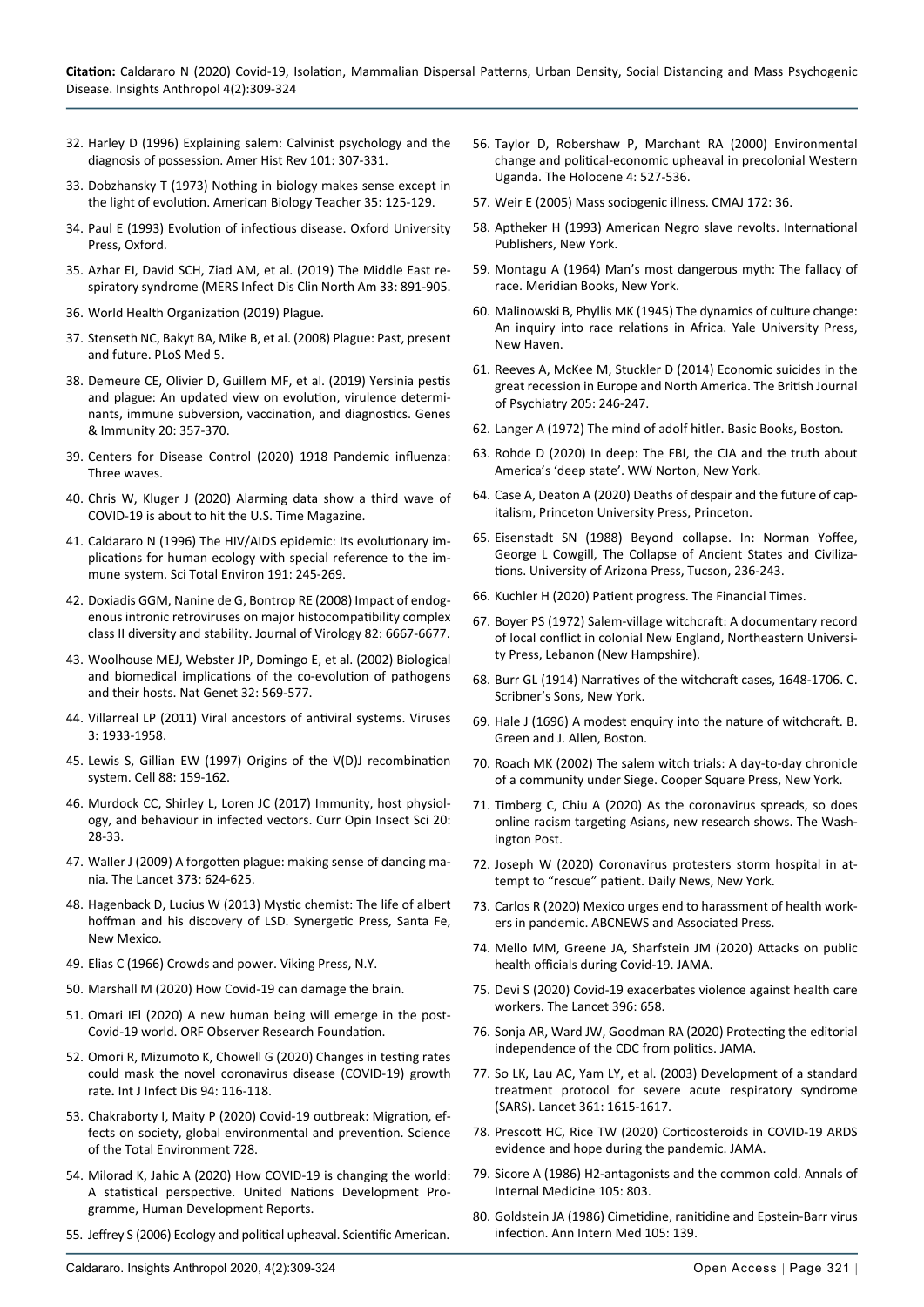32. Harley D (1996) Explaining salem: Calvinist psychology and the diagnosis of possession. Amer Hist Rev 101: 307-331.
33. Dobzhansky T (1973) Nothing in biology makes sense except in the light of evolution. American Biology Teacher 35: 125-129.
34. Paul E (1993) Evolution of infectious disease. Oxford University Press, Oxford.
35. Azhar EI, David SCH, Ziad AM, et al. (2019) The Middle East respiratory syndrome (MERS Infect Dis Clin North Am 33: 891-905.
36. World Health Organization (2019) Plague.
37. Stenseth NC, Bakyt BA, Mike B, et al. (2008) Plague: Past, present and future. PLoS Med 5.
38. Demeure CE, Olivier D, Guillem MF, et al. (2019) Yersinia pestis and plague: An updated view on evolution, virulence determinants, immune subversion, vaccination, and diagnostics. Genes & Immunity 20: 357-370.
39. Centers for Disease Control (2020) 1918 Pandemic influenza: Three waves.
40. Chris W, Kluger J (2020) Alarming data show a third wave of COVID-19 is about to hit the U.S. Time Magazine.
41. Caldararo N (1996) The HIV/AIDS epidemic: Its evolutionary implications for human ecology with special reference to the immune system. Sci Total Environ 191: 245-269.
42. Doxiadis GGM, Nanine de G, Bontrop RE (2008) Impact of endogenous intronic retroviruses on major histocompatibility complex class II diversity and stability. Journal of Virology 82: 6667-6677.
43. Woolhouse MEJ, Webster JP, Domingo E, et al. (2002) Biological and biomedical implications of the co-evolution of pathogens and their hosts. Nat Genet 32: 569-577.
44. Villarreal LP (2011) Viral ancestors of antiviral systems. Viruses 3: 1933-1958.
45. Lewis S, Gillian EW (1997) Origins of the V(D)J recombination system. Cell 88: 159-162.
46. Murdock CC, Shirley L, Loren JC (2017) Immunity, host physiology, and behaviour in infected vectors. Curr Opin Insect Sci 20: 28-33.
47. Waller J (2009) A forgotten plague: making sense of dancing mania. The Lancet 373: 624-625.
48. Hagenback D, Lucius W (2013) Mystic chemist: The life of albert hoffman and his discovery of LSD. Synergetic Press, Santa Fe, New Mexico.
49. Elias C (1966) Crowds and power. Viking Press, N.Y.
50. Marshall M (2020) How Covid-19 can damage the brain.
51. Omari IEl (2020) A new human being will emerge in the post-Covid-19 world. ORF Observer Research Foundation.
52. Omori R, Mizumoto K, Chowell G (2020) Changes in testing rates could mask the novel coronavirus disease (COVID-19) growth rate. Int J Infect Dis 94: 116-118.
53. Chakraborty I, Maity P (2020) Covid-19 outbreak: Migration, effects on society, global environmental and prevention. Science of the Total Environment 728.
54. Milorad K, Jahic A (2020) How COVID-19 is changing the world: A statistical perspective. United Nations Development Programme, Human Development Reports.
55. Jeffrey S (2006) Ecology and political upheaval. Scientific American.
56. Taylor D, Robershaw P, Marchant RA (2000) Environmental change and political-economic upheaval in precolonial Western Uganda. The Holocene 4: 527-536.
57. Weir E (2005) Mass sociogenic illness. CMAJ 172: 36.
58. Aptheker H (1993) American Negro slave revolts. International Publishers, New York.
59. Montagu A (1964) Man's most dangerous myth: The fallacy of race. Meridian Books, New York.
60. Malinowski B, Phyllis MK (1945) The dynamics of culture change: An inquiry into race relations in Africa. Yale University Press, New Haven.
61. Reeves A, McKee M, Stuckler D (2014) Economic suicides in the great recession in Europe and North America. The British Journal of Psychiatry 205: 246-247.
62. Langer A (1972) The mind of adolf hitler. Basic Books, Boston.
63. Rohde D (2020) In deep: The FBI, the CIA and the truth about America's 'deep state'. WW Norton, New York.
64. Case A, Deaton A (2020) Deaths of despair and the future of capitalism, Princeton University Press, Princeton.
65. Eisenstadt SN (1988) Beyond collapse. In: Norman Yoffee, George L Cowgill, The Collapse of Ancient States and Civilizations. University of Arizona Press, Tucson, 236-243.
66. Kuchler H (2020) Patient progress. The Financial Times.
67. Boyer PS (1972) Salem-village witchcraft: A documentary record of local conflict in colonial New England, Northeastern University Press, Lebanon (New Hampshire).
68. Burr GL (1914) Narratives of the witchcraft cases, 1648-1706. C. Scribner's Sons, New York.
69. Hale J (1696) A modest enquiry into the nature of witchcraft. B. Green and J. Allen, Boston.
70. Roach MK (2002) The salem witch trials: A day-to-day chronicle of a community under Siege. Cooper Square Press, New York.
71. Timberg C, Chiu A (2020) As the coronavirus spreads, so does online racism targeting Asians, new research shows. The Washington Post.
72. Joseph W (2020) Coronavirus protesters storm hospital in attempt to "rescue" patient. Daily News, New York.
73. Carlos R (2020) Mexico urges end to harassment of health workers in pandemic. ABCNEWS and Associated Press.
74. Mello MM, Greene JA, Sharfstein JM (2020) Attacks on public health officials during Covid-19. JAMA.
75. Devi S (2020) Covid-19 exacerbates violence against health care workers. The Lancet 396: 658.
76. Sonja AR, Ward JW, Goodman RA (2020) Protecting the editorial independence of the CDC from politics. JAMA.
77. So LK, Lau AC, Yam LY, et al. (2003) Development of a standard treatment protocol for severe acute respiratory syndrome (SARS). Lancet 361: 1615-1617.
78. Prescott HC, Rice TW (2020) Corticosteroids in COVID-19 ARDS evidence and hope during the pandemic. JAMA.
79. Sicore A (1986) H2-antagonists and the common cold. Annals of Internal Medicine 105: 803.
80. Goldstein JA (1986) Cimetidine, ranitidine and Epstein-Barr virus infection. Ann Intern Med 105: 139.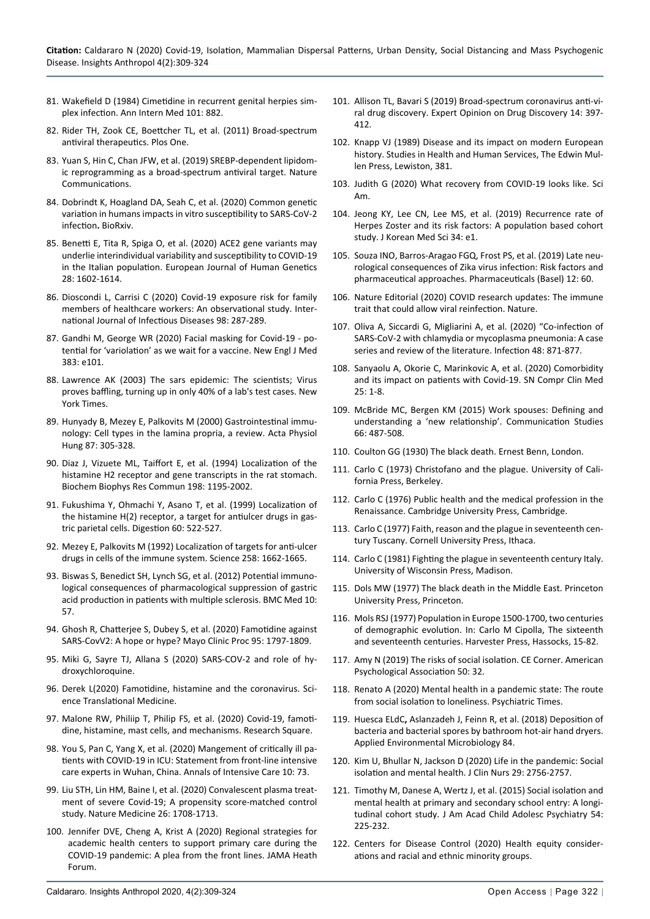81. Wakefield D (1984) Cimetidine in recurrent genital herpies simplex infection. Ann Intern Med 101: 882.

82. Rider TH, Zook CE, Boettcher TL, et al. (2011) Broad-spectrum antiviral therapeutics. Plos One.

83. Yuan S, Hin C, Chan JFW, et al. (2019) SREBP-dependent lipidomic reprogramming as a broad-spectrum antiviral target. Nature Communications.

84. Dobrindt K, Hoagland DA, Seah C, et al. (2020) Common genetic variation in humans impacts in vitro susceptibility to SARS-CoV-2 infection**.** BioRxiv.

85. Benetti E, Tita R, Spiga O, et al. (2020) ACE2 gene variants may underlie interindividual variability and susceptibility to COVID-19 in the Italian population. European Journal of Human Genetics 28: 1602-1614.

86. Dioscondi L, Carrisi C (2020) Covid-19 exposure risk for family members of healthcare workers: An observational study. International Journal of Infectious Diseases 98: 287-289.

87. Gandhi M, George WR (2020) Facial masking for Covid-19 - potential for 'variolation' as we wait for a vaccine. New Engl J Med 383: e101.

88. Lawrence AK (2003) The sars epidemic: The scientists; Virus proves baffling, turning up in only 40% of a lab's test cases. New York Times.

89. Hunyady B, Mezey E, Palkovits M (2000) Gastrointestinal immunology: Cell types in the lamina propria, a review. Acta Physiol Hung 87: 305-328.

90. Diaz J, Vizuete ML, Taiffort E, et al. (1994) Localization of the histamine H2 receptor and gene transcripts in the rat stomach. Biochem Biophys Res Commun 198: 1195-2002.

91. Fukushima Y, Ohmachi Y, Asano T, et al. (1999) Localization of the histamine H(2) receptor, a target for antiulcer drugs in gastric parietal cells. Digestion 60: 522-527.

92. Mezey E, Palkovits M (1992) Localization of targets for anti-ulcer drugs in cells of the immune system. Science 258: 1662-1665.

93. Biswas S, Benedict SH, Lynch SG, et al. (2012) Potential immunological consequences of pharmacological suppression of gastric acid production in patients with multiple sclerosis. BMC Med 10: 57.

94. Ghosh R, Chatterjee S, Dubey S, et al. (2020) Famotidine against SARS-CovV2: A hope or hype? Mayo Clinic Proc 95: 1797-1809.

95. Miki G, Sayre TJ, Allana S (2020) SARS-COV-2 and role of hydroxychloroquine.

96. Derek L(2020) Famotidine, histamine and the coronavirus. Science Translational Medicine.

97. Malone RW, Philiip T, Philip FS, et al. (2020) Covid-19, famotidine, histamine, mast cells, and mechanisms. Research Square.

98. You S, Pan C, Yang X, et al. (2020) Mangement of critically ill patients with COVID-19 in ICU: Statement from front-line intensive care experts in Wuhan, China. Annals of Intensive Care 10: 73.

99. Liu STH, Lin HM, Baine I, et al. (2020) Convalescent plasma treatment of severe Covid-19; A propensity score-matched control study. Nature Medicine 26: 1708-1713.

100. Jennifer DVE, Cheng A, Krist A (2020) Regional strategies for academic health centers to support primary care during the COVID-19 pandemic: A plea from the front lines. JAMA Heath Forum.

101. Allison TL, Bavari S (2019) Broad-spectrum coronavirus anti-viral drug discovery. Expert Opinion on Drug Discovery 14: 397-412.

102. Knapp VJ (1989) Disease and its impact on modern European history. Studies in Health and Human Services, The Edwin Mullen Press, Lewiston, 381.

103. Judith G (2020) What recovery from COVID-19 looks like. Sci Am.

104. Jeong KY, Lee CN, Lee MS, et al. (2019) Recurrence rate of Herpes Zoster and its risk factors: A population based cohort study. J Korean Med Sci 34: e1.

105. Souza INO, Barros-Aragao FGQ, Frost PS, et al. (2019) Late neurological consequences of Zika virus infection: Risk factors and pharmaceutical approaches. Pharmaceuticals (Basel) 12: 60.

106. Nature Editorial (2020) COVID research updates: The immune trait that could allow viral reinfection. Nature.

107. Oliva A, Siccardi G, Migliarini A, et al. (2020) "Co-infection of SARS-CoV-2 with chlamydia or mycoplasma pneumonia: A case series and review of the literature. Infection 48: 871-877.

108. Sanyaolu A, Okorie C, Marinkovic A, et al. (2020) Comorbidity and its impact on patients with Covid-19. SN Compr Clin Med 25: 1-8.

109. McBride MC, Bergen KM (2015) Work spouses: Defining and understanding a 'new relationship'. Communication Studies 66: 487-508.

110. Coulton GG (1930) The black death. Ernest Benn, London.

111. Carlo C (1973) Christofano and the plague. University of California Press, Berkeley.

112. Carlo C (1976) Public health and the medical profession in the Renaissance. Cambridge University Press, Cambridge.

113. Carlo C (1977) Faith, reason and the plague in seventeenth century Tuscany. Cornell University Press, Ithaca.

114. Carlo C (1981) Fighting the plague in seventeenth century Italy. University of Wisconsin Press, Madison.

115. Dols MW (1977) The black death in the Middle East. Princeton University Press, Princeton.

116. Mols RSJ (1977) Population in Europe 1500-1700, two centuries of demographic evolution. In: Carlo M Cipolla, The sixteenth and seventeenth centuries. Harvester Press, Hassocks, 15-82.

117. Amy N (2019) The risks of social isolation. CE Corner. American Psychological Association 50: 32.

118. Renato A (2020) Mental health in a pandemic state: The route from social isolation to loneliness. Psychiatric Times.

119. Huesca ELdC**,** Aslanzadeh J, Feinn R, et al. (2018) Deposition of bacteria and bacterial spores by bathroom hot-air hand dryers. Applied Environmental Microbiology 84.

120. Kim U, Bhullar N, Jackson D (2020) Life in the pandemic: Social isolation and mental health. J Clin Nurs 29: 2756-2757.

121. Timothy M, Danese A, Wertz J, et al. (2015) Social isolation and mental health at primary and secondary school entry: A longitudinal cohort study. J Am Acad Child Adolesc Psychiatry 54: 225-232.

122. Centers for Disease Control (2020) Health equity considerations and racial and ethnic minority groups.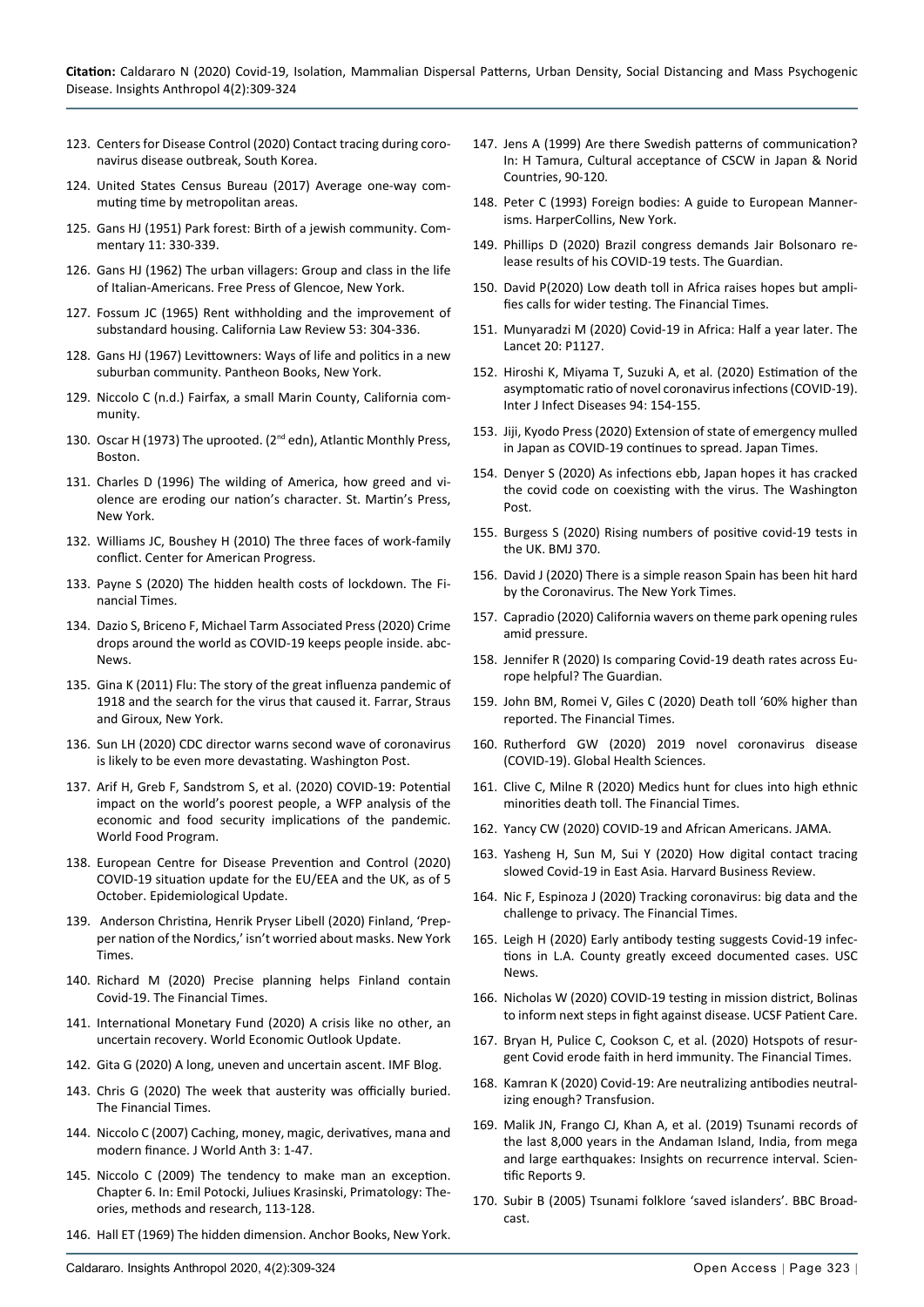123. Centers for Disease Control (2020) Contact tracing during coronavirus disease outbreak, South Korea.

124. United States Census Bureau (2017) Average one-way commuting time by metropolitan areas.

125. Gans HJ (1951) Park forest: Birth of a jewish community. Commentary 11: 330-339.

126. Gans HJ (1962) The urban villagers: Group and class in the life of Italian-Americans. Free Press of Glencoe, New York.

127. Fossum JC (1965) Rent withholding and the improvement of substandard housing. California Law Review 53: 304-336.

128. Gans HJ (1967) Levittowners: Ways of life and politics in a new suburban community. Pantheon Books, New York.

129. Niccolo C (n.d.) Fairfax, a small Marin County, California community.

130. Oscar H (1973) The uprooted. (2nd edn), Atlantic Monthly Press, Boston.

131. Charles D (1996) The wilding of America, how greed and violence are eroding our nation's character. St. Martin's Press, New York.

132. Williams JC, Boushey H (2010) The three faces of work-family conflict. Center for American Progress.

133. Payne S (2020) The hidden health costs of lockdown. The Financial Times.

134. Dazio S, Briceno F, Michael Tarm Associated Press (2020) Crime drops around the world as COVID-19 keeps people inside. abc-News.

135. Gina K (2011) Flu: The story of the great influenza pandemic of 1918 and the search for the virus that caused it. Farrar, Straus and Giroux, New York.

136. Sun LH (2020) CDC director warns second wave of coronavirus is likely to be even more devastating. Washington Post.

137. Arif H, Greb F, Sandstrom S, et al. (2020) COVID-19: Potential impact on the world's poorest people, a WFP analysis of the economic and food security implications of the pandemic. World Food Program.

138. European Centre for Disease Prevention and Control (2020) COVID-19 situation update for the EU/EEA and the UK, as of 5 October. Epidemiological Update.

139. Anderson Christina, Henrik Pryser Libell (2020) Finland, 'Prepper nation of the Nordics,' isn't worried about masks. New York Times.

140. Richard M (2020) Precise planning helps Finland contain Covid-19. The Financial Times.

141. International Monetary Fund (2020) A crisis like no other, an uncertain recovery. World Economic Outlook Update.

142. Gita G (2020) A long, uneven and uncertain ascent. IMF Blog.

143. Chris G (2020) The week that austerity was officially buried. The Financial Times.

144. Niccolo C (2007) Caching, money, magic, derivatives, mana and modern finance. J World Anth 3: 1-47.

145. Niccolo C (2009) The tendency to make man an exception. Chapter 6. In: Emil Potocki, Juliues Krasinski, Primatology: Theories, methods and research, 113-128.

146. Hall ET (1969) The hidden dimension. Anchor Books, New York.

147. Jens A (1999) Are there Swedish patterns of communication? In: H Tamura, Cultural acceptance of CSCW in Japan & Norid Countries, 90-120.

148. Peter C (1993) Foreign bodies: A guide to European Mannerisms. HarperCollins, New York.

149. Phillips D (2020) Brazil congress demands Jair Bolsonaro release results of his COVID-19 tests. The Guardian.

150. David P(2020) Low death toll in Africa raises hopes but amplifies calls for wider testing. The Financial Times.

151. Munyaradzi M (2020) Covid-19 in Africa: Half a year later. The Lancet 20: P1127.

152. Hiroshi K, Miyama T, Suzuki A, et al. (2020) Estimation of the asymptomatic ratio of novel coronavirus infections (COVID-19). Inter J Infect Diseases 94: 154-155.

153. Jiji, Kyodo Press (2020) Extension of state of emergency mulled in Japan as COVID-19 continues to spread. Japan Times.

154. Denyer S (2020) As infections ebb, Japan hopes it has cracked the covid code on coexisting with the virus. The Washington Post.

155. Burgess S (2020) Rising numbers of positive covid-19 tests in the UK. BMJ 370.

156. David J (2020) There is a simple reason Spain has been hit hard by the Coronavirus. The New York Times.

157. Capradio (2020) California wavers on theme park opening rules amid pressure.

158. Jennifer R (2020) Is comparing Covid-19 death rates across Europe helpful? The Guardian.

159. John BM, Romei V, Giles C (2020) Death toll '60% higher than reported. The Financial Times.

160. Rutherford GW (2020) 2019 novel coronavirus disease (COVID-19). Global Health Sciences.

161. Clive C, Milne R (2020) Medics hunt for clues into high ethnic minorities death toll. The Financial Times.

162. Yancy CW (2020) COVID-19 and African Americans. JAMA.

163. Yasheng H, Sun M, Sui Y (2020) How digital contact tracing slowed Covid-19 in East Asia. Harvard Business Review.

164. Nic F, Espinoza J (2020) Tracking coronavirus: big data and the challenge to privacy. The Financial Times.

165. Leigh H (2020) Early antibody testing suggests Covid-19 infections in L.A. County greatly exceed documented cases. USC News.

166. Nicholas W (2020) COVID-19 testing in mission district, Bolinas to inform next steps in fight against disease. UCSF Patient Care.

167. Bryan H, Pulice C, Cookson C, et al. (2020) Hotspots of resurgent Covid erode faith in herd immunity. The Financial Times.

168. Kamran K (2020) Covid-19: Are neutralizing antibodies neutralizing enough? Transfusion.

169. Malik JN, Frango CJ, Khan A, et al. (2019) Tsunami records of the last 8,000 years in the Andaman Island, India, from mega and large earthquakes: Insights on recurrence interval. Scientific Reports 9.

170. Subir B (2005) Tsunami folklore 'saved islanders'. BBC Broadcast.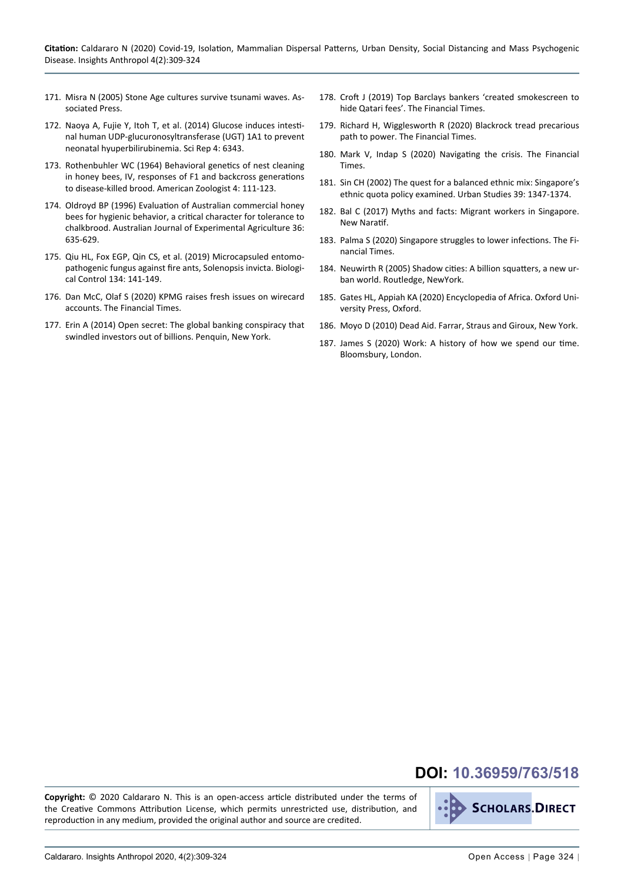171. Misra N (2005) Stone Age cultures survive tsunami waves. Associated Press.

172. Naoya A, Fujie Y, Itoh T, et al. (2014) Glucose induces intestinal human UDP-glucuronosyltransferase (UGT) 1A1 to prevent neonatal hyuperbilirubinemia. Sci Rep 4: 6343.

173. Rothenbuhler WC (1964) Behavioral genetics of nest cleaning in honey bees, IV, responses of F1 and backcross generations to disease-killed brood. American Zoologist 4: 111-123.

174. Oldroyd BP (1996) Evaluation of Australian commercial honey bees for hygienic behavior, a critical character for tolerance to chalkbrood. Australian Journal of Experimental Agriculture 36: 635-629.

175. Qiu HL, Fox EGP, Qin CS, et al. (2019) Microcapsuled entomopathogenic fungus against fire ants, Solenopsis invicta. Biological Control 134: 141-149.

176. Dan McC, Olaf S (2020) KPMG raises fresh issues on wirecard accounts. The Financial Times.

177. Erin A (2014) Open secret: The global banking conspiracy that swindled investors out of billions. Penquin, New York.

178. Croft J (2019) Top Barclays bankers 'created smokescreen to hide Qatari fees'. The Financial Times.

179. Richard H, Wigglesworth R (2020) Blackrock tread precarious path to power. The Financial Times.

180. Mark V, Indap S (2020) Navigating the crisis. The Financial Times.

181. Sin CH (2002) The quest for a balanced ethnic mix: Singapore's ethnic quota policy examined. Urban Studies 39: 1347-1374.

182. Bal C (2017) Myths and facts: Migrant workers in Singapore. New Naratif.

183. Palma S (2020) Singapore struggles to lower infections. The Financial Times.

184. Neuwirth R (2005) Shadow cities: A billion squatters, a new urban world. Routledge, NewYork.

185. Gates HL, Appiah KA (2020) Encyclopedia of Africa. Oxford University Press, Oxford.

186. Moyo D (2010) Dead Aid. Farrar, Straus and Giroux, New York.

187. James S (2020) Work: A history of how we spend our time. Bloomsbury, London.

**DOI: 10.36959/763/518**

**Copyright:** © 2020 Caldararo N. This is an open-access article distributed under the terms of the Creative Commons Attribution License, which permits unrestricted use, distribution, and reproduction in any medium, provided the original author and source are credited.